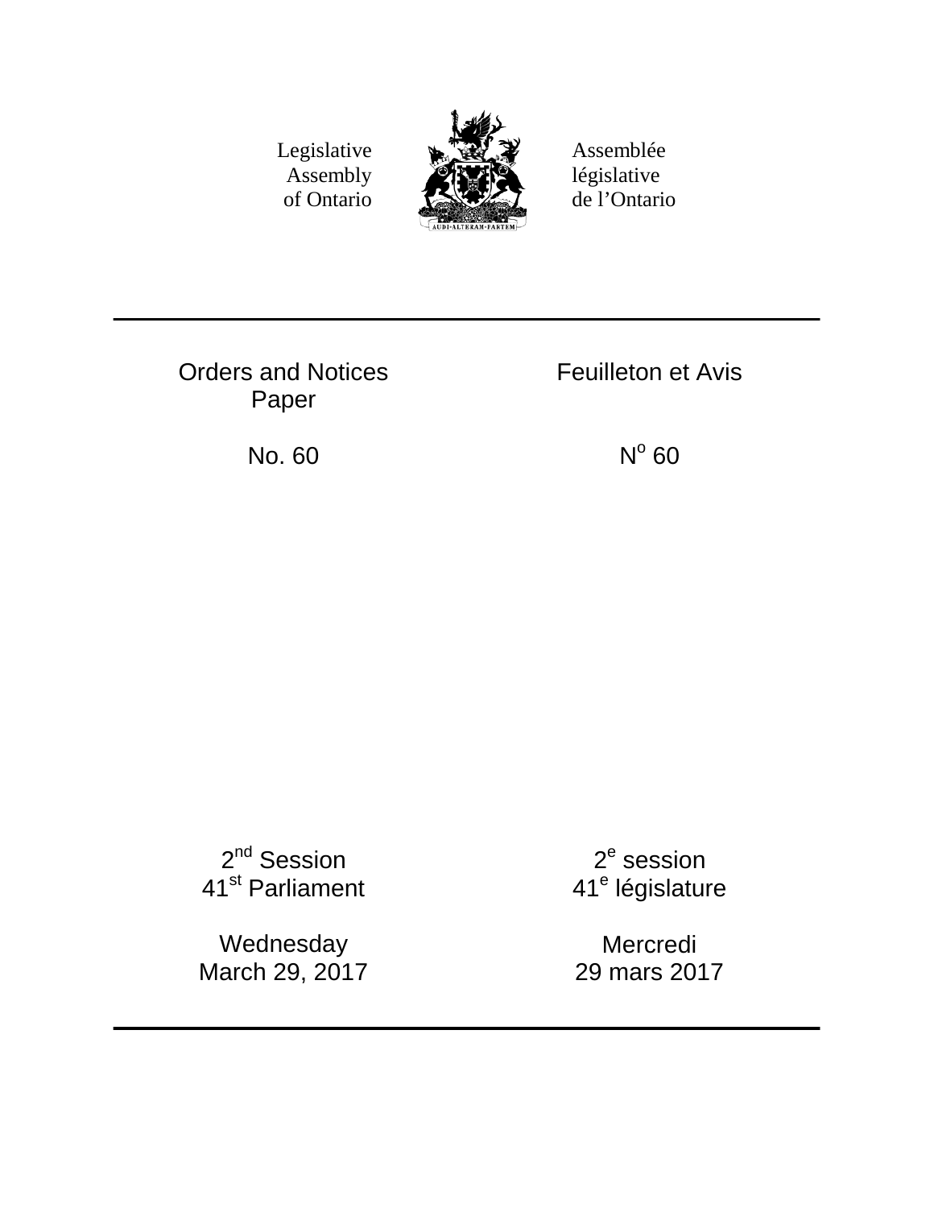Legislative Assembly of Ontario

Assemblée législative de l'Ontario

AUDI·ALTERAM·PARTEM

---

# Orders and Notices Paper

# Feuilleton et Avis

No. 60

N$^{o}$ 60

2$^{nd}$ Session
41$^{st}$ Parliament

2$^{e}$ session
41$^{e}$ législature

Wednesday
March 29, 2017

Mercredi
29 mars 2017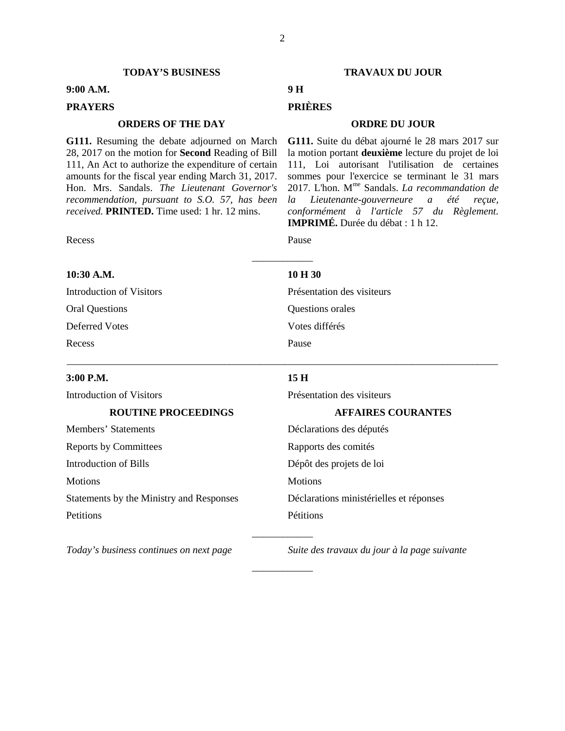## TODAY'S BUSINESS

**9:00 A.M.**

**PRAYERS**

### ORDERS OF THE DAY

**G111.** Resuming the debate adjourned on March 28, 2017 on the motion for **Second** Reading of Bill 111, An Act to authorize the expenditure of certain amounts for the fiscal year ending March 31, 2017. Hon. Mrs. Sandals. *The Lieutenant Governor's recommendation, pursuant to S.O. 57, has been received.* **PRINTED.** Time used: 1 hr. 12 mins.

Recess

---

**10:30 A.M.**

Introduction of Visitors

Oral Questions

Deferred Votes

Recess

---

**3:00 P.M.**

Introduction of Visitors

### ROUTINE PROCEEDINGS

Members' Statements

Reports by Committees

Introduction of Bills

Motions

Statements by the Ministry and Responses

Petitions

---

*Today's business continues on next page*

---

## TRAVAUX DU JOUR

**9 H**

**PRIÈRES**

### ORDRE DU JOUR

**G111.** Suite du débat ajourné le 28 mars 2017 sur la motion portant **deuxième** lecture du projet de loi 111, Loi autorisant l'utilisation de certaines sommes pour l'exercice se terminant le 31 mars 2017. L'hon. Mme Sandals. *La recommandation de la Lieutenante-gouverneure a été reçue, conformément à l'article 57 du Règlement.* **IMPRIMÉ.** Durée du débat : 1 h 12.

Pause

---

**10 H 30**

Présentation des visiteurs

Questions orales

Votes différés

Pause

---

**15 H**

Présentation des visiteurs

### AFFAIRES COURANTES

Déclarations des députés

Rapports des comités

Dépôt des projets de loi

Motions

Déclarations ministérielles et réponses

Pétitions

---

*Suite des travaux du jour à la page suivante*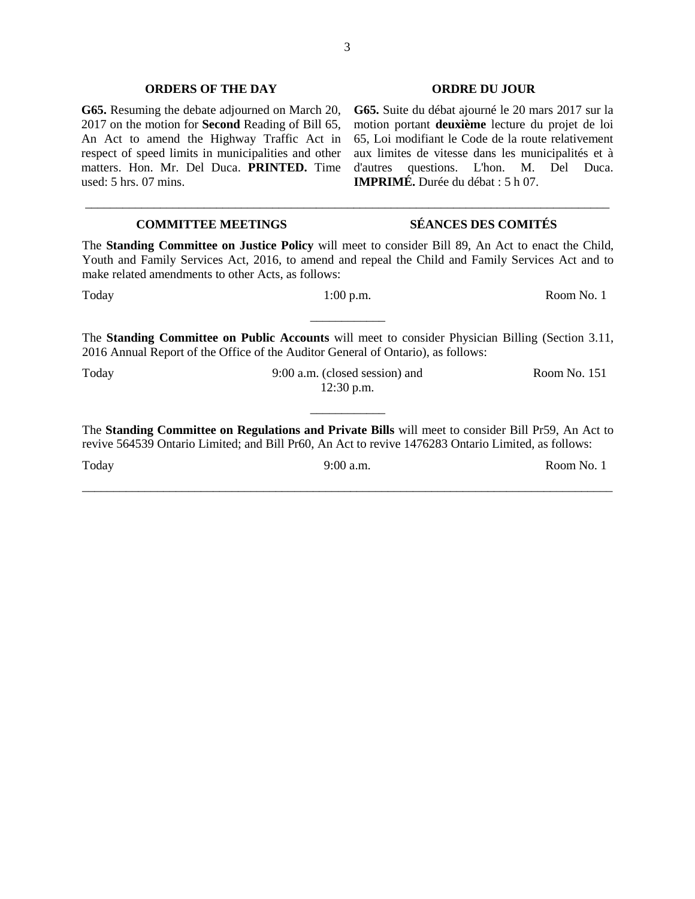## ORDERS OF THE DAY

**G65.** Resuming the debate adjourned on March 20, 2017 on the motion for **Second** Reading of Bill 65, An Act to amend the Highway Traffic Act in respect of speed limits in municipalities and other matters. Hon. Mr. Del Duca. **PRINTED.** Time used: 5 hrs. 07 mins.

## ORDRE DU JOUR

**G65.** Suite du débat ajourné le 20 mars 2017 sur la motion portant **deuxième** lecture du projet de loi 65, Loi modifiant le Code de la route relativement aux limites de vitesse dans les municipalités et à d'autres questions. L'hon. M. Del Duca. **IMPRIMÉ.** Durée du débat : 5 h 07.

---

## COMMITTEE MEETINGS

## SÉANCES DES COMITÉS

The **Standing Committee on Justice Policy** will meet to consider Bill 89, An Act to enact the Child, Youth and Family Services Act, 2016, to amend and repeal the Child and Family Services Act and to make related amendments to other Acts, as follows:

| | | |
|---|---|---|
| Today | 1:00 p.m. | Room No. 1 |

___________

The **Standing Committee on Public Accounts** will meet to consider Physician Billing (Section 3.11, 2016 Annual Report of the Office of the Auditor General of Ontario), as follows:

| | | |
|---|---|---|
| Today | 9:00 a.m. (closed session) and 12:30 p.m. | Room No. 151 |

___________

The **Standing Committee on Regulations and Private Bills** will meet to consider Bill Pr59, An Act to revive 564539 Ontario Limited; and Bill Pr60, An Act to revive 1476283 Ontario Limited, as follows:

| | | |
|---|---|---|
| Today | 9:00 a.m. | Room No. 1 |

---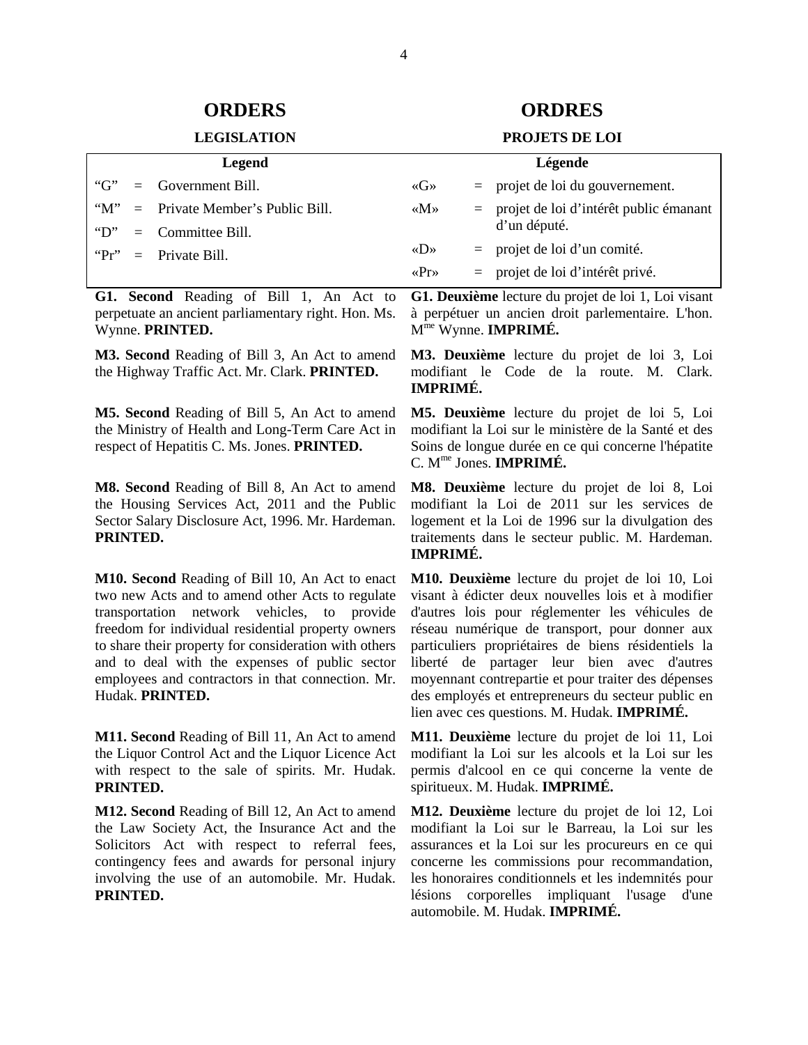# ORDERS

## LEGISLATION

**Legend**

| | | |
|---|---|---|
| "G" | = | Government Bill. |
| "M" | = | Private Member's Public Bill. |
| "D" | = | Committee Bill. |
| "Pr" | = | Private Bill. |

**G1. Second** Reading of Bill 1, An Act to perpetuate an ancient parliamentary right. Hon. Ms. Wynne. **PRINTED.**

**M3. Second** Reading of Bill 3, An Act to amend the Highway Traffic Act. Mr. Clark. **PRINTED.**

**M5. Second** Reading of Bill 5, An Act to amend the Ministry of Health and Long-Term Care Act in respect of Hepatitis C. Ms. Jones. **PRINTED.**

**M8. Second** Reading of Bill 8, An Act to amend the Housing Services Act, 2011 and the Public Sector Salary Disclosure Act, 1996. Mr. Hardeman. **PRINTED.**

**M10. Second** Reading of Bill 10, An Act to enact two new Acts and to amend other Acts to regulate transportation network vehicles, to provide freedom for individual residential property owners to share their property for consideration with others and to deal with the expenses of public sector employees and contractors in that connection. Mr. Hudak. **PRINTED.**

**M11. Second** Reading of Bill 11, An Act to amend the Liquor Control Act and the Liquor Licence Act with respect to the sale of spirits. Mr. Hudak. **PRINTED.**

**M12. Second** Reading of Bill 12, An Act to amend the Law Society Act, the Insurance Act and the Solicitors Act with respect to referral fees, contingency fees and awards for personal injury involving the use of an automobile. Mr. Hudak. **PRINTED.**

# ORDRES

## PROJETS DE LOI

**Légende**

| | | |
|---|---|---|
| «G» | = | projet de loi du gouvernement. |
| «M» | = | projet de loi d'intérêt public émanant d'un député. |
| «D» | = | projet de loi d'un comité. |
| «Pr» | = | projet de loi d'intérêt privé. |

**G1. Deuxième** lecture du projet de loi 1, Loi visant à perpétuer un ancien droit parlementaire. L'hon. Mme Wynne. **IMPRIMÉ.**

**M3. Deuxième** lecture du projet de loi 3, Loi modifiant le Code de la route. M. Clark. **IMPRIMÉ.**

**M5. Deuxième** lecture du projet de loi 5, Loi modifiant la Loi sur le ministère de la Santé et des Soins de longue durée en ce qui concerne l'hépatite C. Mme Jones. **IMPRIMÉ.**

**M8. Deuxième** lecture du projet de loi 8, Loi modifiant la Loi de 2011 sur les services de logement et la Loi de 1996 sur la divulgation des traitements dans le secteur public. M. Hardeman. **IMPRIMÉ.**

**M10. Deuxième** lecture du projet de loi 10, Loi visant à édicter deux nouvelles lois et à modifier d'autres lois pour réglementer les véhicules de réseau numérique de transport, pour donner aux particuliers propriétaires de biens résidentiels la liberté de partager leur bien avec d'autres moyennant contrepartie et pour traiter des dépenses des employés et entrepreneurs du secteur public en lien avec ces questions. M. Hudak. **IMPRIMÉ.**

**M11. Deuxième** lecture du projet de loi 11, Loi modifiant la Loi sur les alcools et la Loi sur les permis d'alcool en ce qui concerne la vente de spiritueux. M. Hudak. **IMPRIMÉ.**

**M12. Deuxième** lecture du projet de loi 12, Loi modifiant la Loi sur le Barreau, la Loi sur les assurances et la Loi sur les procureurs en ce qui concerne les commissions pour recommandation, les honoraires conditionnels et les indemnités pour lésions corporelles impliquant l'usage d'une automobile. M. Hudak. **IMPRIMÉ.**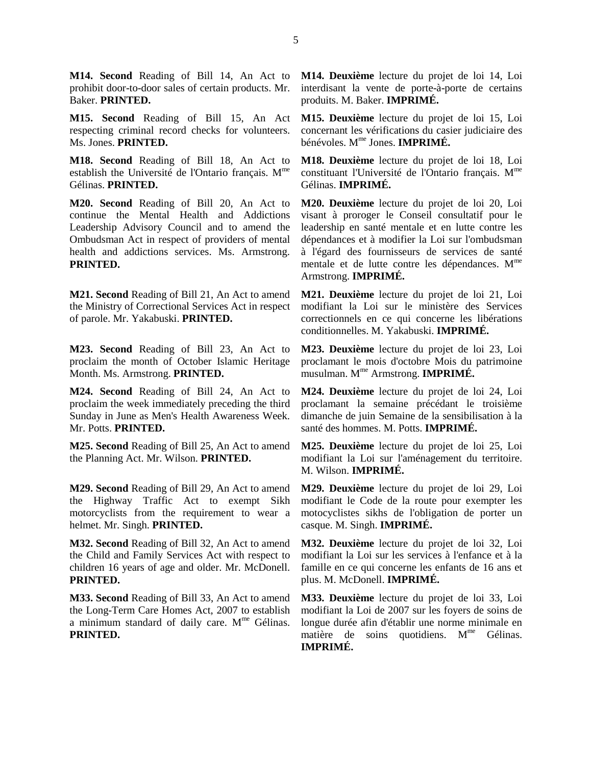**M14. Second** Reading of Bill 14, An Act to prohibit door-to-door sales of certain products. Mr. Baker. **PRINTED.**

**M14. Deuxième** lecture du projet de loi 14, Loi interdisant la vente de porte-à-porte de certains produits. M. Baker. **IMPRIMÉ.**

**M15. Second** Reading of Bill 15, An Act respecting criminal record checks for volunteers. Ms. Jones. **PRINTED.**

**M15. Deuxième** lecture du projet de loi 15, Loi concernant les vérifications du casier judiciaire des bénévoles. Mme Jones. **IMPRIMÉ.**

**M18. Second** Reading of Bill 18, An Act to establish the Université de l'Ontario français. Mme Gélinas. **PRINTED.**

**M18. Deuxième** lecture du projet de loi 18, Loi constituant l'Université de l'Ontario français. Mme Gélinas. **IMPRIMÉ.**

**M20. Second** Reading of Bill 20, An Act to continue the Mental Health and Addictions Leadership Advisory Council and to amend the Ombudsman Act in respect of providers of mental health and addictions services. Ms. Armstrong. **PRINTED.**

**M20. Deuxième** lecture du projet de loi 20, Loi visant à proroger le Conseil consultatif pour le leadership en santé mentale et en lutte contre les dépendances et à modifier la Loi sur l'ombudsman à l'égard des fournisseurs de services de santé mentale et de lutte contre les dépendances. Mme Armstrong. **IMPRIMÉ.**

**M21. Second** Reading of Bill 21, An Act to amend the Ministry of Correctional Services Act in respect of parole. Mr. Yakabuski. **PRINTED.**

**M21. Deuxième** lecture du projet de loi 21, Loi modifiant la Loi sur le ministère des Services correctionnels en ce qui concerne les libérations conditionnelles. M. Yakabuski. **IMPRIMÉ.**

**M23. Second** Reading of Bill 23, An Act to proclaim the month of October Islamic Heritage Month. Ms. Armstrong. **PRINTED.**

**M23. Deuxième** lecture du projet de loi 23, Loi proclamant le mois d'octobre Mois du patrimoine musulman. Mme Armstrong. **IMPRIMÉ.**

**M24. Second** Reading of Bill 24, An Act to proclaim the week immediately preceding the third Sunday in June as Men's Health Awareness Week. Mr. Potts. **PRINTED.**

**M24. Deuxième** lecture du projet de loi 24, Loi proclamant la semaine précédant le troisième dimanche de juin Semaine de la sensibilisation à la santé des hommes. M. Potts. **IMPRIMÉ.**

**M25. Second** Reading of Bill 25, An Act to amend the Planning Act. Mr. Wilson. **PRINTED.**

**M25. Deuxième** lecture du projet de loi 25, Loi modifiant la Loi sur l'aménagement du territoire. M. Wilson. **IMPRIMÉ.**

**M29. Second** Reading of Bill 29, An Act to amend the Highway Traffic Act to exempt Sikh motorcyclists from the requirement to wear a helmet. Mr. Singh. **PRINTED.**

**M29. Deuxième** lecture du projet de loi 29, Loi modifiant le Code de la route pour exempter les motocyclistes sikhs de l'obligation de porter un casque. M. Singh. **IMPRIMÉ.**

**M32. Second** Reading of Bill 32, An Act to amend the Child and Family Services Act with respect to children 16 years of age and older. Mr. McDonell. **PRINTED.**

**M32. Deuxième** lecture du projet de loi 32, Loi modifiant la Loi sur les services à l'enfance et à la famille en ce qui concerne les enfants de 16 ans et plus. M. McDonell. **IMPRIMÉ.**

**M33. Second** Reading of Bill 33, An Act to amend the Long-Term Care Homes Act, 2007 to establish a minimum standard of daily care. Mme Gélinas. **PRINTED.**

**M33. Deuxième** lecture du projet de loi 33, Loi modifiant la Loi de 2007 sur les foyers de soins de longue durée afin d'établir une norme minimale en matière de soins quotidiens. Mme Gélinas. **IMPRIMÉ.**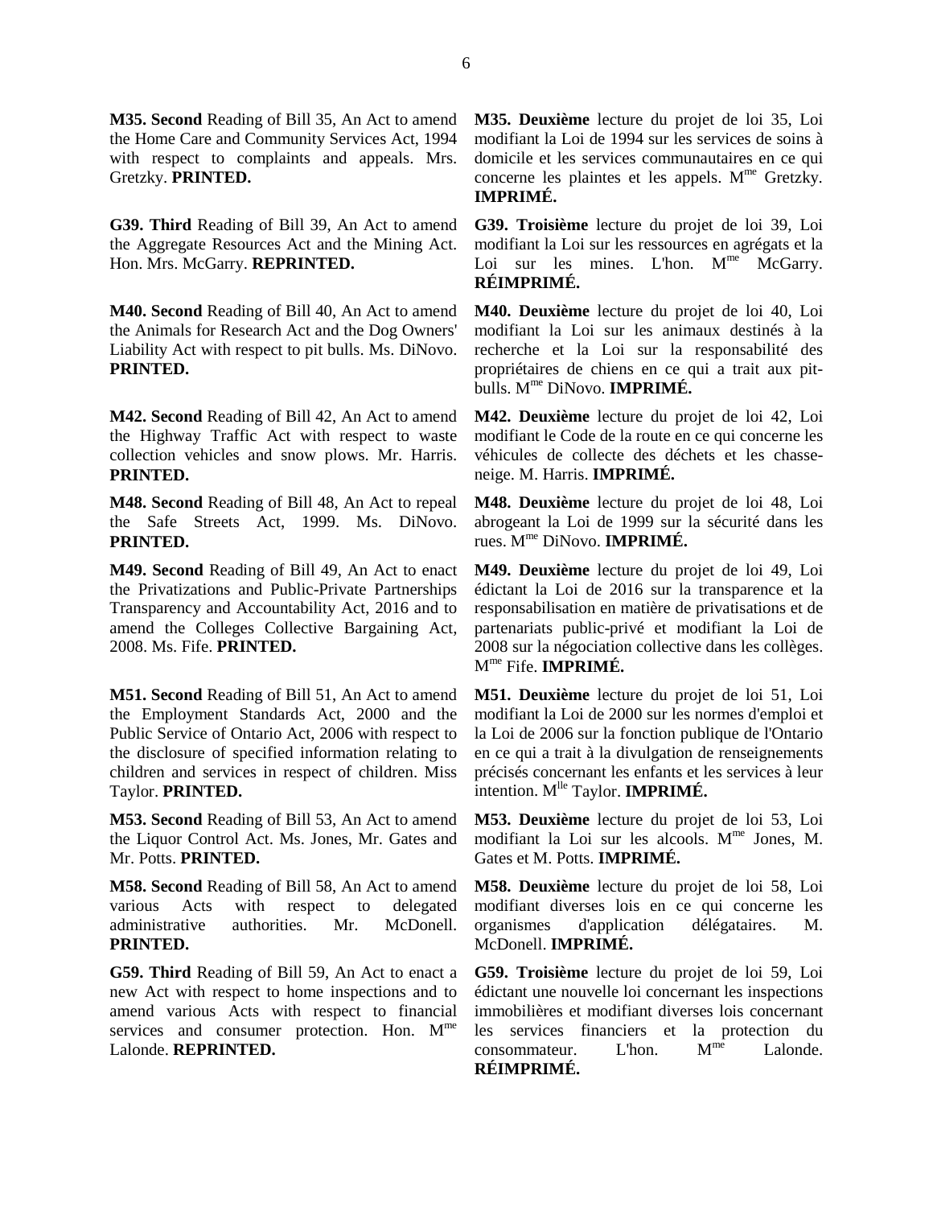**M35. Second** Reading of Bill 35, An Act to amend the Home Care and Community Services Act, 1994 with respect to complaints and appeals. Mrs. Gretzky. **PRINTED.**

**M35. Deuxième** lecture du projet de loi 35, Loi modifiant la Loi de 1994 sur les services de soins à domicile et les services communautaires en ce qui concerne les plaintes et les appels. Mme Gretzky. **IMPRIMÉ.**

**G39. Third** Reading of Bill 39, An Act to amend the Aggregate Resources Act and the Mining Act. Hon. Mrs. McGarry. **REPRINTED.**

**G39. Troisième** lecture du projet de loi 39, Loi modifiant la Loi sur les ressources en agrégats et la Loi sur les mines. L'hon. Mme McGarry. **RÉIMPRIMÉ.**

**M40. Second** Reading of Bill 40, An Act to amend the Animals for Research Act and the Dog Owners' Liability Act with respect to pit bulls. Ms. DiNovo. **PRINTED.**

**M40. Deuxième** lecture du projet de loi 40, Loi modifiant la Loi sur les animaux destinés à la recherche et la Loi sur la responsabilité des propriétaires de chiens en ce qui a trait aux pit-bulls. Mme DiNovo. **IMPRIMÉ.**

**M42. Second** Reading of Bill 42, An Act to amend the Highway Traffic Act with respect to waste collection vehicles and snow plows. Mr. Harris. **PRINTED.**

**M42. Deuxième** lecture du projet de loi 42, Loi modifiant le Code de la route en ce qui concerne les véhicules de collecte des déchets et les chasse-neige. M. Harris. **IMPRIMÉ.**

**M48. Second** Reading of Bill 48, An Act to repeal the Safe Streets Act, 1999. Ms. DiNovo. **PRINTED.**

**M48. Deuxième** lecture du projet de loi 48, Loi abrogeant la Loi de 1999 sur la sécurité dans les rues. Mme DiNovo. **IMPRIMÉ.**

**M49. Second** Reading of Bill 49, An Act to enact the Privatizations and Public-Private Partnerships Transparency and Accountability Act, 2016 and to amend the Colleges Collective Bargaining Act, 2008. Ms. Fife. **PRINTED.**

**M49. Deuxième** lecture du projet de loi 49, Loi édictant la Loi de 2016 sur la transparence et la responsabilisation en matière de privatisations et de partenariats public-privé et modifiant la Loi de 2008 sur la négociation collective dans les collèges. Mme Fife. **IMPRIMÉ.**

**M51. Second** Reading of Bill 51, An Act to amend the Employment Standards Act, 2000 and the Public Service of Ontario Act, 2006 with respect to the disclosure of specified information relating to children and services in respect of children. Miss Taylor. **PRINTED.**

**M51. Deuxième** lecture du projet de loi 51, Loi modifiant la Loi de 2000 sur les normes d'emploi et la Loi de 2006 sur la fonction publique de l'Ontario en ce qui a trait à la divulgation de renseignements précisés concernant les enfants et les services à leur intention. Mlle Taylor. **IMPRIMÉ.**

**M53. Second** Reading of Bill 53, An Act to amend the Liquor Control Act. Ms. Jones, Mr. Gates and Mr. Potts. **PRINTED.**

**M53. Deuxième** lecture du projet de loi 53, Loi modifiant la Loi sur les alcools. Mme Jones, M. Gates et M. Potts. **IMPRIMÉ.**

**M58. Second** Reading of Bill 58, An Act to amend various Acts with respect to delegated administrative authorities. Mr. McDonell. **PRINTED.**

**M58. Deuxième** lecture du projet de loi 58, Loi modifiant diverses lois en ce qui concerne les organismes d'application délégataires. M. McDonell. **IMPRIMÉ.**

**G59. Third** Reading of Bill 59, An Act to enact a new Act with respect to home inspections and to amend various Acts with respect to financial services and consumer protection. Hon. Mme Lalonde. **REPRINTED.**

**G59. Troisième** lecture du projet de loi 59, Loi édictant une nouvelle loi concernant les inspections immobilières et modifiant diverses lois concernant les services financiers et la protection du consommateur. L'hon. Mme Lalonde. **RÉIMPRIMÉ.**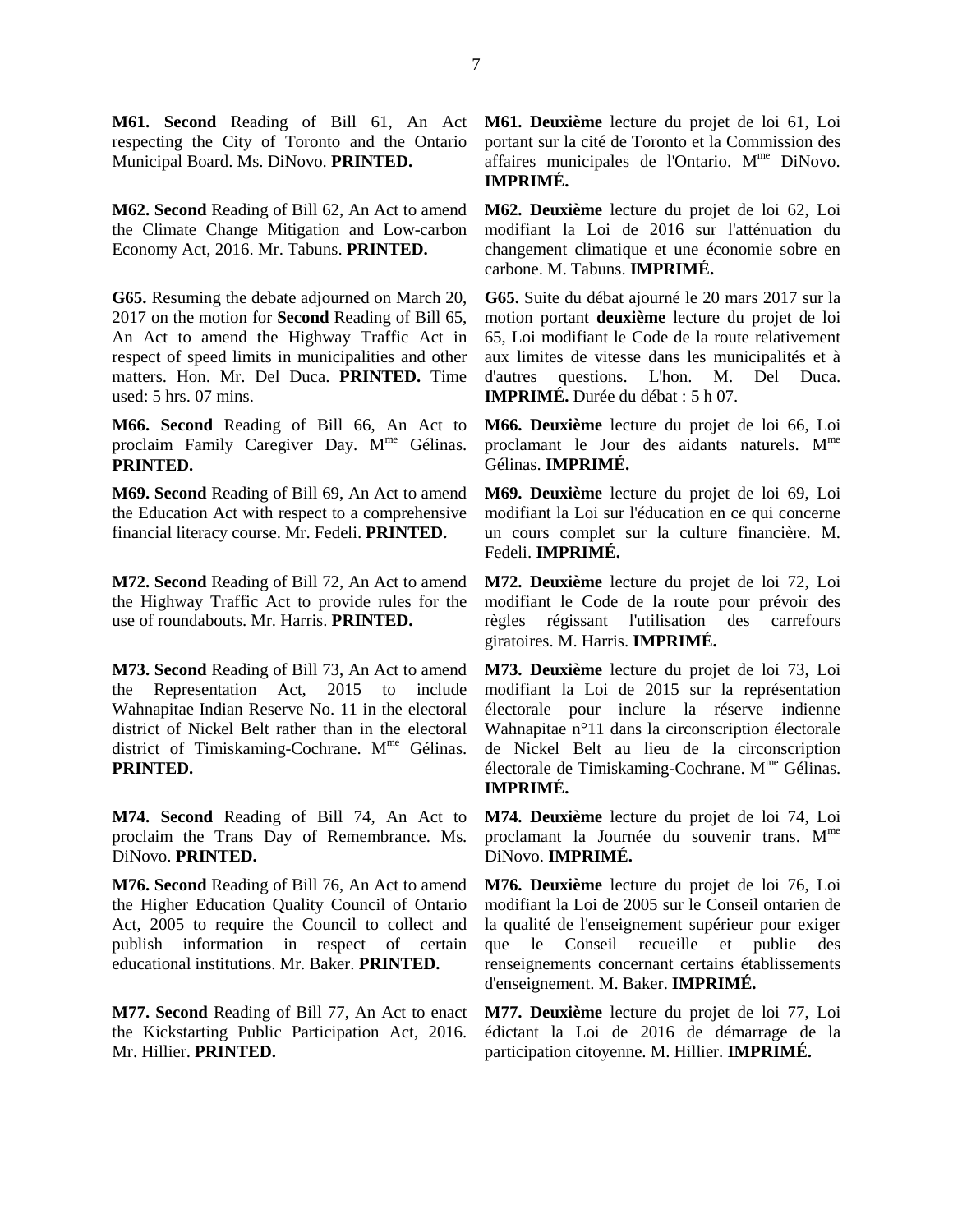**M61. Second** Reading of Bill 61, An Act respecting the City of Toronto and the Ontario Municipal Board. Ms. DiNovo. **PRINTED.**

**M61. Deuxième** lecture du projet de loi 61, Loi portant sur la cité de Toronto et la Commission des affaires municipales de l'Ontario. M[me] DiNovo. **IMPRIMÉ.**

**M62. Second** Reading of Bill 62, An Act to amend the Climate Change Mitigation and Low-carbon Economy Act, 2016. Mr. Tabuns. **PRINTED.**

**M62. Deuxième** lecture du projet de loi 62, Loi modifiant la Loi de 2016 sur l'atténuation du changement climatique et une économie sobre en carbone. M. Tabuns. **IMPRIMÉ.**

**G65.** Resuming the debate adjourned on March 20, 2017 on the motion for **Second** Reading of Bill 65, An Act to amend the Highway Traffic Act in respect of speed limits in municipalities and other matters. Hon. Mr. Del Duca. **PRINTED.** Time used: 5 hrs. 07 mins.

**G65.** Suite du débat ajourné le 20 mars 2017 sur la motion portant **deuxième** lecture du projet de loi 65, Loi modifiant le Code de la route relativement aux limites de vitesse dans les municipalités et à d'autres questions. L'hon. M. Del Duca. **IMPRIMÉ.** Durée du débat : 5 h 07.

**M66. Second** Reading of Bill 66, An Act to proclaim Family Caregiver Day. M[me] Gélinas. **PRINTED.**

**M66. Deuxième** lecture du projet de loi 66, Loi proclamant le Jour des aidants naturels. M[me] Gélinas. **IMPRIMÉ.**

**M69. Second** Reading of Bill 69, An Act to amend the Education Act with respect to a comprehensive financial literacy course. Mr. Fedeli. **PRINTED.**

**M69. Deuxième** lecture du projet de loi 69, Loi modifiant la Loi sur l'éducation en ce qui concerne un cours complet sur la culture financière. M. Fedeli. **IMPRIMÉ.**

**M72. Second** Reading of Bill 72, An Act to amend the Highway Traffic Act to provide rules for the use of roundabouts. Mr. Harris. **PRINTED.**

**M72. Deuxième** lecture du projet de loi 72, Loi modifiant le Code de la route pour prévoir des règles régissant l'utilisation des carrefours giratoires. M. Harris. **IMPRIMÉ.**

**M73. Second** Reading of Bill 73, An Act to amend the Representation Act, 2015 to include Wahnapitae Indian Reserve No. 11 in the electoral district of Nickel Belt rather than in the electoral district of Timiskaming-Cochrane. M[me] Gélinas. **PRINTED.**

**M73. Deuxième** lecture du projet de loi 73, Loi modifiant la Loi de 2015 sur la représentation électorale pour inclure la réserve indienne Wahnapitae n°11 dans la circonscription électorale de Nickel Belt au lieu de la circonscription électorale de Timiskaming-Cochrane. M[me] Gélinas. **IMPRIMÉ.**

**M74. Second** Reading of Bill 74, An Act to proclaim the Trans Day of Remembrance. Ms. DiNovo. **PRINTED.**

**M74. Deuxième** lecture du projet de loi 74, Loi proclamant la Journée du souvenir trans. M[me] DiNovo. **IMPRIMÉ.**

**M76. Second** Reading of Bill 76, An Act to amend the Higher Education Quality Council of Ontario Act, 2005 to require the Council to collect and publish information in respect of certain educational institutions. Mr. Baker. **PRINTED.**

**M76. Deuxième** lecture du projet de loi 76, Loi modifiant la Loi de 2005 sur le Conseil ontarien de la qualité de l'enseignement supérieur pour exiger que le Conseil recueille et publie des renseignements concernant certains établissements d'enseignement. M. Baker. **IMPRIMÉ.**

**M77. Second** Reading of Bill 77, An Act to enact the Kickstarting Public Participation Act, 2016. Mr. Hillier. **PRINTED.**

**M77. Deuxième** lecture du projet de loi 77, Loi édictant la Loi de 2016 de démarrage de la participation citoyenne. M. Hillier. **IMPRIMÉ.**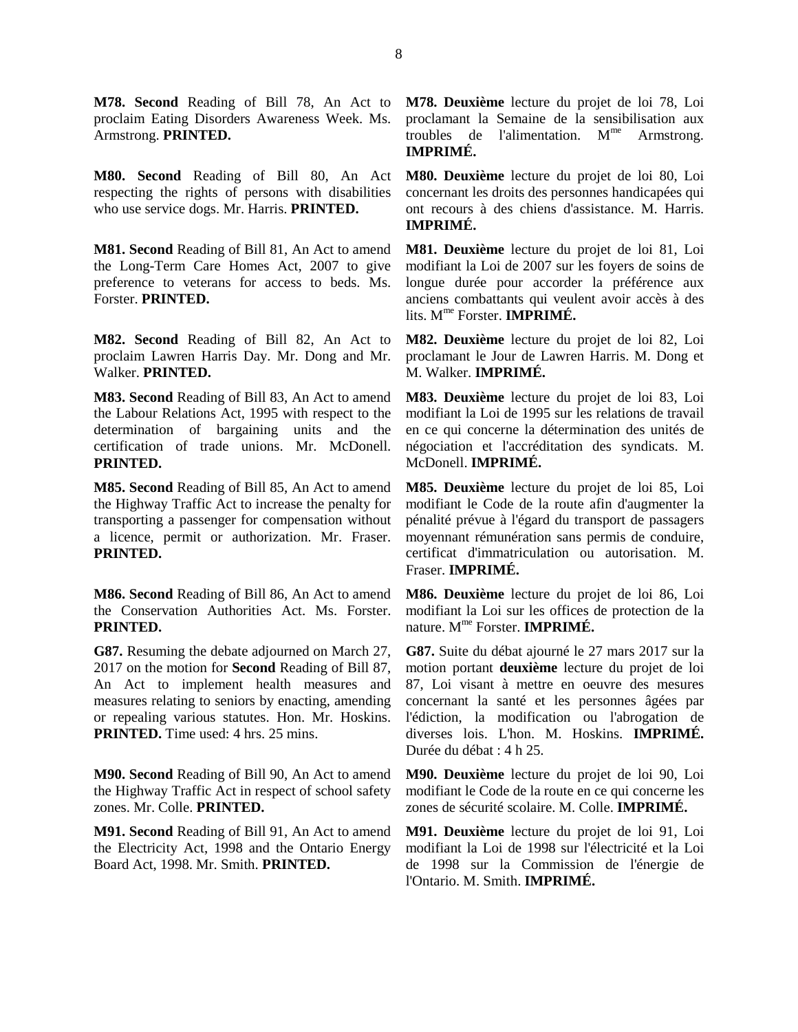**M78. Second** Reading of Bill 78, An Act to proclaim Eating Disorders Awareness Week. Ms. Armstrong. **PRINTED.**

**M78. Deuxième** lecture du projet de loi 78, Loi proclamant la Semaine de la sensibilisation aux troubles de l'alimentation. Mme Armstrong. **IMPRIMÉ.**

**M80. Second** Reading of Bill 80, An Act respecting the rights of persons with disabilities who use service dogs. Mr. Harris. **PRINTED.**

**M80. Deuxième** lecture du projet de loi 80, Loi concernant les droits des personnes handicapées qui ont recours à des chiens d'assistance. M. Harris. **IMPRIMÉ.**

**M81. Second** Reading of Bill 81, An Act to amend the Long-Term Care Homes Act, 2007 to give preference to veterans for access to beds. Ms. Forster. **PRINTED.**

**M81. Deuxième** lecture du projet de loi 81, Loi modifiant la Loi de 2007 sur les foyers de soins de longue durée pour accorder la préférence aux anciens combattants qui veulent avoir accès à des lits. Mme Forster. **IMPRIMÉ.**

**M82. Second** Reading of Bill 82, An Act to proclaim Lawren Harris Day. Mr. Dong and Mr. Walker. **PRINTED.**

**M82. Deuxième** lecture du projet de loi 82, Loi proclamant le Jour de Lawren Harris. M. Dong et M. Walker. **IMPRIMÉ.**

**M83. Second** Reading of Bill 83, An Act to amend the Labour Relations Act, 1995 with respect to the determination of bargaining units and the certification of trade unions. Mr. McDonell. **PRINTED.**

**M83. Deuxième** lecture du projet de loi 83, Loi modifiant la Loi de 1995 sur les relations de travail en ce qui concerne la détermination des unités de négociation et l'accréditation des syndicats. M. McDonell. **IMPRIMÉ.**

**M85. Second** Reading of Bill 85, An Act to amend the Highway Traffic Act to increase the penalty for transporting a passenger for compensation without a licence, permit or authorization. Mr. Fraser. **PRINTED.**

**M85. Deuxième** lecture du projet de loi 85, Loi modifiant le Code de la route afin d'augmenter la pénalité prévue à l'égard du transport de passagers moyennant rémunération sans permis de conduire, certificat d'immatriculation ou autorisation. M. Fraser. **IMPRIMÉ.**

**M86. Second** Reading of Bill 86, An Act to amend the Conservation Authorities Act. Ms. Forster. **PRINTED.**

**M86. Deuxième** lecture du projet de loi 86, Loi modifiant la Loi sur les offices de protection de la nature. Mme Forster. **IMPRIMÉ.**

**G87.** Resuming the debate adjourned on March 27, 2017 on the motion for **Second** Reading of Bill 87, An Act to implement health measures and measures relating to seniors by enacting, amending or repealing various statutes. Hon. Mr. Hoskins. **PRINTED.** Time used: 4 hrs. 25 mins.

**G87.** Suite du débat ajourné le 27 mars 2017 sur la motion portant **deuxième** lecture du projet de loi 87, Loi visant à mettre en oeuvre des mesures concernant la santé et les personnes âgées par l'édiction, la modification ou l'abrogation de diverses lois. L'hon. M. Hoskins. **IMPRIMÉ.** Durée du débat : 4 h 25.

**M90. Second** Reading of Bill 90, An Act to amend the Highway Traffic Act in respect of school safety zones. Mr. Colle. **PRINTED.**

**M90. Deuxième** lecture du projet de loi 90, Loi modifiant le Code de la route en ce qui concerne les zones de sécurité scolaire. M. Colle. **IMPRIMÉ.**

**M91. Second** Reading of Bill 91, An Act to amend the Electricity Act, 1998 and the Ontario Energy Board Act, 1998. Mr. Smith. **PRINTED.**

**M91. Deuxième** lecture du projet de loi 91, Loi modifiant la Loi de 1998 sur l'électricité et la Loi de 1998 sur la Commission de l'énergie de l'Ontario. M. Smith. **IMPRIMÉ.**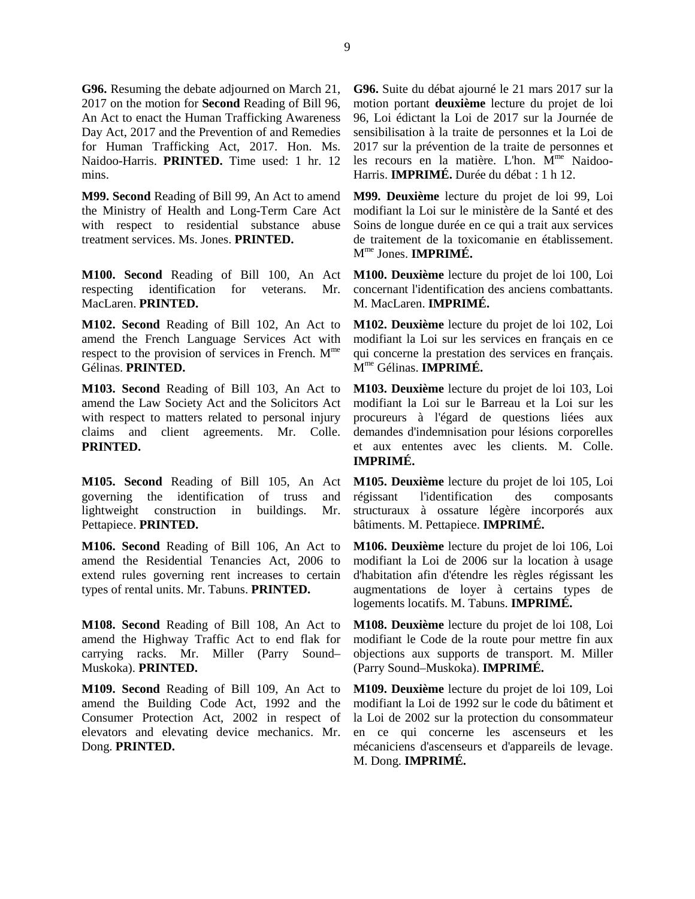**G96.** Resuming the debate adjourned on March 21, 2017 on the motion for **Second** Reading of Bill 96, An Act to enact the Human Trafficking Awareness Day Act, 2017 and the Prevention of and Remedies for Human Trafficking Act, 2017. Hon. Ms. Naidoo-Harris. **PRINTED.** Time used: 1 hr. 12 mins.

**M99. Second** Reading of Bill 99, An Act to amend the Ministry of Health and Long-Term Care Act with respect to residential substance abuse treatment services. Ms. Jones. **PRINTED.**

**M100. Second** Reading of Bill 100, An Act respecting identification for veterans. Mr. MacLaren. **PRINTED.**

**M102. Second** Reading of Bill 102, An Act to amend the French Language Services Act with respect to the provision of services in French. Mme Gélinas. **PRINTED.**

**M103. Second** Reading of Bill 103, An Act to amend the Law Society Act and the Solicitors Act with respect to matters related to personal injury claims and client agreements. Mr. Colle. **PRINTED.**

**M105. Second** Reading of Bill 105, An Act governing the identification of truss and lightweight construction in buildings. Mr. Pettapiece. **PRINTED.**

**M106. Second** Reading of Bill 106, An Act to amend the Residential Tenancies Act, 2006 to extend rules governing rent increases to certain types of rental units. Mr. Tabuns. **PRINTED.**

**M108. Second** Reading of Bill 108, An Act to amend the Highway Traffic Act to end flak for carrying racks. Mr. Miller (Parry Sound–Muskoka). **PRINTED.**

**M109. Second** Reading of Bill 109, An Act to amend the Building Code Act, 1992 and the Consumer Protection Act, 2002 in respect of elevators and elevating device mechanics. Mr. Dong. **PRINTED.**

**G96.** Suite du débat ajourné le 21 mars 2017 sur la motion portant **deuxième** lecture du projet de loi 96, Loi édictant la Loi de 2017 sur la Journée de sensibilisation à la traite de personnes et la Loi de 2017 sur la prévention de la traite de personnes et les recours en la matière. L'hon. Mme Naidoo-Harris. **IMPRIMÉ.** Durée du débat : 1 h 12.

**M99. Deuxième** lecture du projet de loi 99, Loi modifiant la Loi sur le ministère de la Santé et des Soins de longue durée en ce qui a trait aux services de traitement de la toxicomanie en établissement. Mme Jones. **IMPRIMÉ.**

**M100. Deuxième** lecture du projet de loi 100, Loi concernant l'identification des anciens combattants. M. MacLaren. **IMPRIMÉ.**

**M102. Deuxième** lecture du projet de loi 102, Loi modifiant la Loi sur les services en français en ce qui concerne la prestation des services en français. Mme Gélinas. **IMPRIMÉ.**

**M103. Deuxième** lecture du projet de loi 103, Loi modifiant la Loi sur le Barreau et la Loi sur les procureurs à l'égard de questions liées aux demandes d'indemnisation pour lésions corporelles et aux ententes avec les clients. M. Colle. **IMPRIMÉ.**

**M105. Deuxième** lecture du projet de loi 105, Loi régissant l'identification des composants structuraux à ossature légère incorporés aux bâtiments. M. Pettapiece. **IMPRIMÉ.**

**M106. Deuxième** lecture du projet de loi 106, Loi modifiant la Loi de 2006 sur la location à usage d'habitation afin d'étendre les règles régissant les augmentations de loyer à certains types de logements locatifs. M. Tabuns. **IMPRIMÉ.**

**M108. Deuxième** lecture du projet de loi 108, Loi modifiant le Code de la route pour mettre fin aux objections aux supports de transport. M. Miller (Parry Sound–Muskoka). **IMPRIMÉ.**

**M109. Deuxième** lecture du projet de loi 109, Loi modifiant la Loi de 1992 sur le code du bâtiment et la Loi de 2002 sur la protection du consommateur en ce qui concerne les ascenseurs et les mécaniciens d'ascenseurs et d'appareils de levage. M. Dong. **IMPRIMÉ.**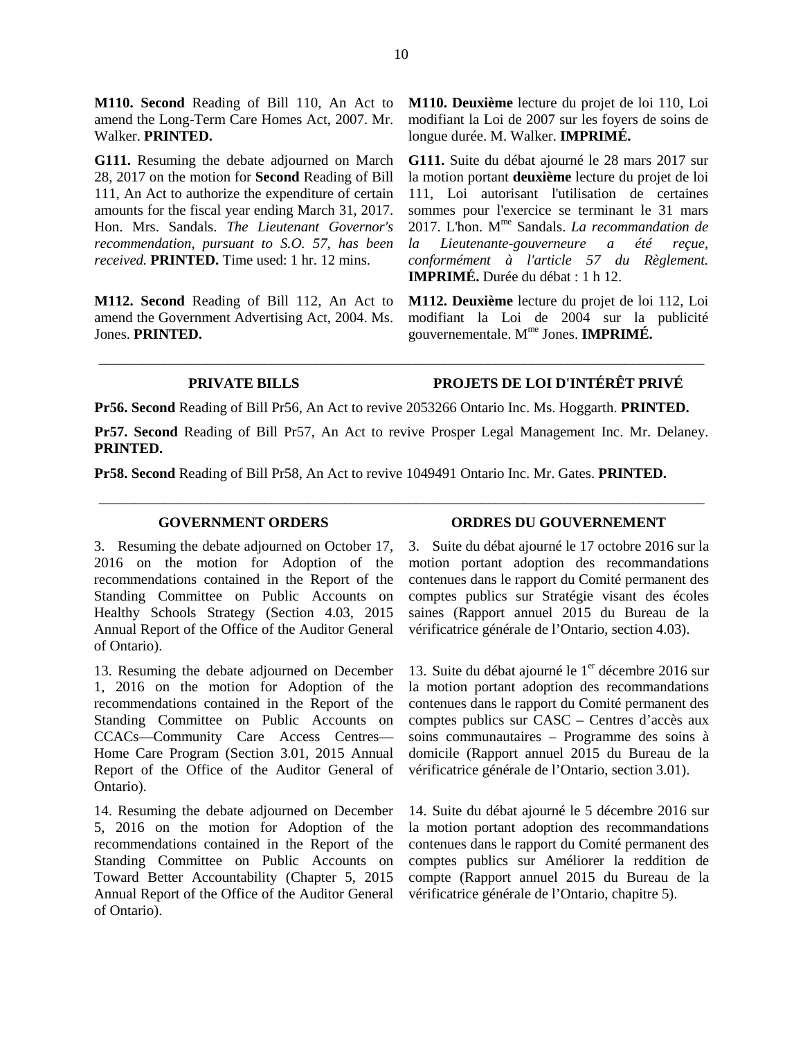**M110. Second** Reading of Bill 110, An Act to amend the Long-Term Care Homes Act, 2007. Mr. Walker. **PRINTED.**

**M110. Deuxième** lecture du projet de loi 110, Loi modifiant la Loi de 2007 sur les foyers de soins de longue durée. M. Walker. **IMPRIMÉ.**

**G111.** Resuming the debate adjourned on March 28, 2017 on the motion for **Second** Reading of Bill 111, An Act to authorize the expenditure of certain amounts for the fiscal year ending March 31, 2017. Hon. Mrs. Sandals. *The Lieutenant Governor's recommendation, pursuant to S.O. 57, has been received.* **PRINTED.** Time used: 1 hr. 12 mins.

**G111.** Suite du débat ajourné le 28 mars 2017 sur la motion portant **deuxième** lecture du projet de loi 111, Loi autorisant l'utilisation de certaines sommes pour l'exercice se terminant le 31 mars 2017. L'hon. Mme Sandals. *La recommandation de la Lieutenante-gouverneure a été reçue, conformément à l'article 57 du Règlement.* **IMPRIMÉ.** Durée du débat : 1 h 12.

**M112. Second** Reading of Bill 112, An Act to amend the Government Advertising Act, 2004. Ms. Jones. **PRINTED.**

**M112. Deuxième** lecture du projet de loi 112, Loi modifiant la Loi de 2004 sur la publicité gouvernementale. Mme Jones. **IMPRIMÉ.**

---

## PRIVATE BILLS / PROJETS DE LOI D'INTÉRÊT PRIVÉ

**Pr56. Second** Reading of Bill Pr56, An Act to revive 2053266 Ontario Inc. Ms. Hoggarth. **PRINTED.**

**Pr57. Second** Reading of Bill Pr57, An Act to revive Prosper Legal Management Inc. Mr. Delaney. **PRINTED.**

**Pr58. Second** Reading of Bill Pr58, An Act to revive 1049491 Ontario Inc. Mr. Gates. **PRINTED.**

---

## GOVERNMENT ORDERS / ORDRES DU GOUVERNEMENT

3. Resuming the debate adjourned on October 17, 2016 on the motion for Adoption of the recommendations contained in the Report of the Standing Committee on Public Accounts on Healthy Schools Strategy (Section 4.03, 2015 Annual Report of the Office of the Auditor General of Ontario).

3. Suite du débat ajourné le 17 octobre 2016 sur la motion portant adoption des recommandations contenues dans le rapport du Comité permanent des comptes publics sur Stratégie visant des écoles saines (Rapport annuel 2015 du Bureau de la vérificatrice générale de l'Ontario, section 4.03).

13. Resuming the debate adjourned on December 1, 2016 on the motion for Adoption of the recommendations contained in the Report of the Standing Committee on Public Accounts on CCACs—Community Care Access Centres—Home Care Program (Section 3.01, 2015 Annual Report of the Office of the Auditor General of Ontario).

13. Suite du débat ajourné le 1er décembre 2016 sur la motion portant adoption des recommandations contenues dans le rapport du Comité permanent des comptes publics sur CASC – Centres d'accès aux soins communautaires – Programme des soins à domicile (Rapport annuel 2015 du Bureau de la vérificatrice générale de l'Ontario, section 3.01).

14. Resuming the debate adjourned on December 5, 2016 on the motion for Adoption of the recommendations contained in the Report of the Standing Committee on Public Accounts on Toward Better Accountability (Chapter 5, 2015 Annual Report of the Office of the Auditor General of Ontario).

14. Suite du débat ajourné le 5 décembre 2016 sur la motion portant adoption des recommandations contenues dans le rapport du Comité permanent des comptes publics sur Améliorer la reddition de compte (Rapport annuel 2015 du Bureau de la vérificatrice générale de l'Ontario, chapitre 5).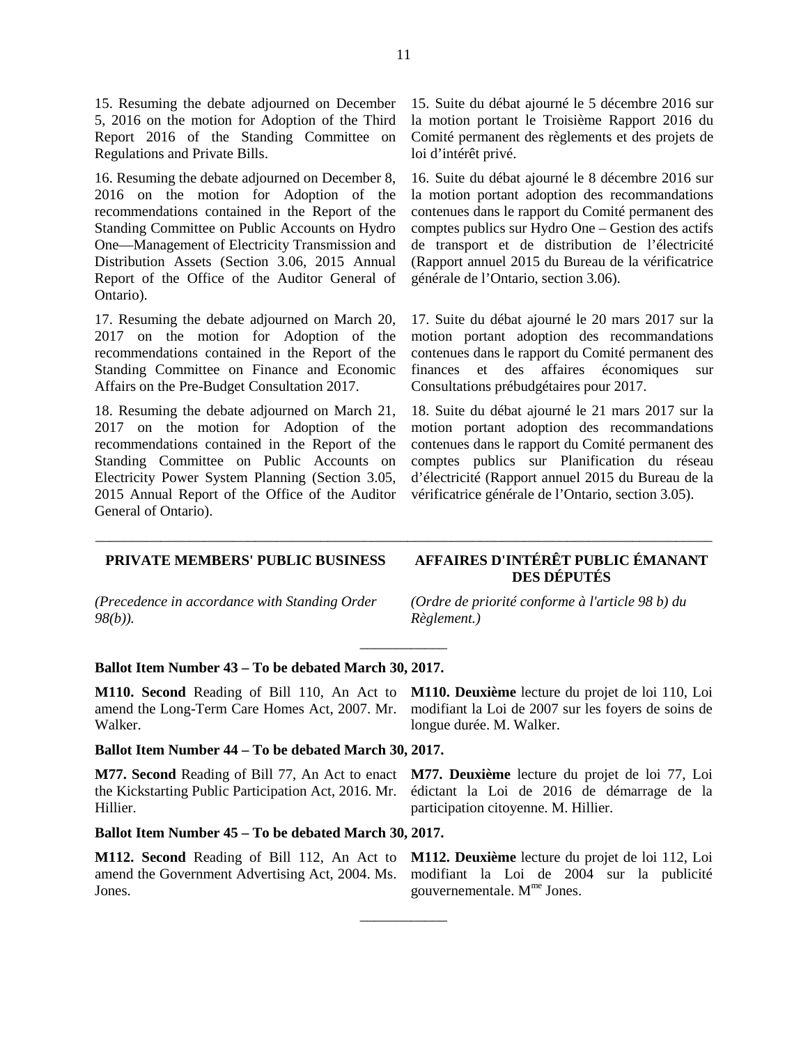15. Resuming the debate adjourned on December 5, 2016 on the motion for Adoption of the Third Report 2016 of the Standing Committee on Regulations and Private Bills.

15. Suite du débat ajourné le 5 décembre 2016 sur la motion portant le Troisième Rapport 2016 du Comité permanent des règlements et des projets de loi d'intérêt privé.

16. Resuming the debate adjourned on December 8, 2016 on the motion for Adoption of the recommendations contained in the Report of the Standing Committee on Public Accounts on Hydro One—Management of Electricity Transmission and Distribution Assets (Section 3.06, 2015 Annual Report of the Office of the Auditor General of Ontario).

16. Suite du débat ajourné le 8 décembre 2016 sur la motion portant adoption des recommandations contenues dans le rapport du Comité permanent des comptes publics sur Hydro One – Gestion des actifs de transport et de distribution de l'électricité (Rapport annuel 2015 du Bureau de la vérificatrice générale de l'Ontario, section 3.06).

17. Resuming the debate adjourned on March 20, 2017 on the motion for Adoption of the recommendations contained in the Report of the Standing Committee on Finance and Economic Affairs on the Pre-Budget Consultation 2017.

17. Suite du débat ajourné le 20 mars 2017 sur la motion portant adoption des recommandations contenues dans le rapport du Comité permanent des finances et des affaires économiques sur Consultations prébudgétaires pour 2017.

18. Resuming the debate adjourned on March 21, 2017 on the motion for Adoption of the recommendations contained in the Report of the Standing Committee on Public Accounts on Electricity Power System Planning (Section 3.05, 2015 Annual Report of the Office of the Auditor General of Ontario).

18. Suite du débat ajourné le 21 mars 2017 sur la motion portant adoption des recommandations contenues dans le rapport du Comité permanent des comptes publics sur Planification du réseau d'électricité (Rapport annuel 2015 du Bureau de la vérificatrice générale de l'Ontario, section 3.05).

---

## PRIVATE MEMBERS' PUBLIC BUSINESS

## AFFAIRES D'INTÉRÊT PUBLIC ÉMANANT DES DÉPUTÉS

*(Precedence in accordance with Standing Order 98(b)).*

*(Ordre de priorité conforme à l'article 98 b) du Règlement.)*

---

**Ballot Item Number 43 – To be debated March 30, 2017.**

**M110. Second** Reading of Bill 110, An Act to amend the Long-Term Care Homes Act, 2007. Mr. Walker.

**M110. Deuxième** lecture du projet de loi 110, Loi modifiant la Loi de 2007 sur les foyers de soins de longue durée. M. Walker.

**Ballot Item Number 44 – To be debated March 30, 2017.**

**M77. Second** Reading of Bill 77, An Act to enact the Kickstarting Public Participation Act, 2016. Mr. Hillier.

**M77. Deuxième** lecture du projet de loi 77, Loi édictant la Loi de 2016 de démarrage de la participation citoyenne. M. Hillier.

**Ballot Item Number 45 – To be debated March 30, 2017.**

**M112. Second** Reading of Bill 112, An Act to amend the Government Advertising Act, 2004. Ms. Jones.

**M112. Deuxième** lecture du projet de loi 112, Loi modifiant la Loi de 2004 sur la publicité gouvernementale. Mme Jones.

---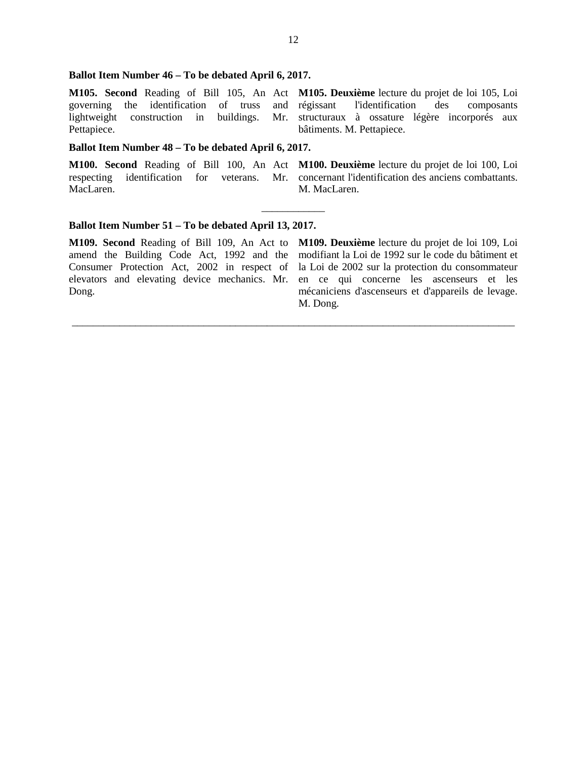**Ballot Item Number 46 – To be debated April 6, 2017.**

**M105. Second** Reading of Bill 105, An Act governing the identification of truss and lightweight construction in buildings. Mr. Pettapiece.

**M105. Deuxième** lecture du projet de loi 105, Loi régissant l'identification des composants structuraux à ossature légère incorporés aux bâtiments. M. Pettapiece.

**Ballot Item Number 48 – To be debated April 6, 2017.**

**M100. Second** Reading of Bill 100, An Act respecting identification for veterans. Mr. MacLaren.

**M100. Deuxième** lecture du projet de loi 100, Loi concernant l'identification des anciens combattants. M. MacLaren.

___________

**Ballot Item Number 51 – To be debated April 13, 2017.**

**M109. Second** Reading of Bill 109, An Act to amend the Building Code Act, 1992 and the Consumer Protection Act, 2002 in respect of elevators and elevating device mechanics. Mr. Dong.

**M109. Deuxième** lecture du projet de loi 109, Loi modifiant la Loi de 1992 sur le code du bâtiment et la Loi de 2002 sur la protection du consommateur en ce qui concerne les ascenseurs et les mécaniciens d'ascenseurs et d'appareils de levage. M. Dong.

___________________________________________________________________________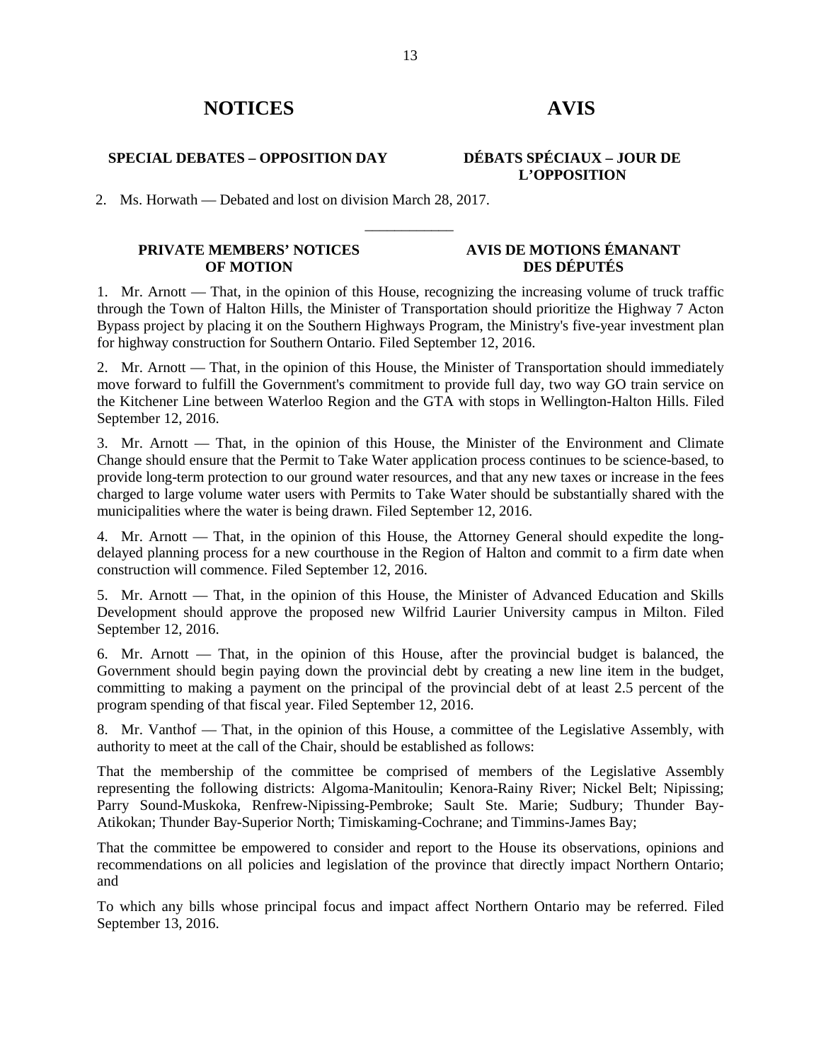# NOTICES AVIS

## SPECIAL DEBATES – OPPOSITION DAY DÉBATS SPÉCIAUX – JOUR DE L'OPPOSITION

2. Ms. Horwath — Debated and lost on division March 28, 2017.

___________

## PRIVATE MEMBERS' NOTICES OF MOTION AVIS DE MOTIONS ÉMANANT DES DÉPUTÉS

1. Mr. Arnott — That, in the opinion of this House, recognizing the increasing volume of truck traffic through the Town of Halton Hills, the Minister of Transportation should prioritize the Highway 7 Acton Bypass project by placing it on the Southern Highways Program, the Ministry's five-year investment plan for highway construction for Southern Ontario. Filed September 12, 2016.

2. Mr. Arnott — That, in the opinion of this House, the Minister of Transportation should immediately move forward to fulfill the Government's commitment to provide full day, two way GO train service on the Kitchener Line between Waterloo Region and the GTA with stops in Wellington-Halton Hills. Filed September 12, 2016.

3. Mr. Arnott — That, in the opinion of this House, the Minister of the Environment and Climate Change should ensure that the Permit to Take Water application process continues to be science-based, to provide long-term protection to our ground water resources, and that any new taxes or increase in the fees charged to large volume water users with Permits to Take Water should be substantially shared with the municipalities where the water is being drawn. Filed September 12, 2016.

4. Mr. Arnott — That, in the opinion of this House, the Attorney General should expedite the long-delayed planning process for a new courthouse in the Region of Halton and commit to a firm date when construction will commence. Filed September 12, 2016.

5. Mr. Arnott — That, in the opinion of this House, the Minister of Advanced Education and Skills Development should approve the proposed new Wilfrid Laurier University campus in Milton. Filed September 12, 2016.

6. Mr. Arnott — That, in the opinion of this House, after the provincial budget is balanced, the Government should begin paying down the provincial debt by creating a new line item in the budget, committing to making a payment on the principal of the provincial debt of at least 2.5 percent of the program spending of that fiscal year. Filed September 12, 2016.

8. Mr. Vanthof — That, in the opinion of this House, a committee of the Legislative Assembly, with authority to meet at the call of the Chair, should be established as follows:

That the membership of the committee be comprised of members of the Legislative Assembly representing the following districts: Algoma-Manitoulin; Kenora-Rainy River; Nickel Belt; Nipissing; Parry Sound-Muskoka, Renfrew-Nipissing-Pembroke; Sault Ste. Marie; Sudbury; Thunder Bay-Atikokan; Thunder Bay-Superior North; Timiskaming-Cochrane; and Timmins-James Bay;

That the committee be empowered to consider and report to the House its observations, opinions and recommendations on all policies and legislation of the province that directly impact Northern Ontario; and

To which any bills whose principal focus and impact affect Northern Ontario may be referred. Filed September 13, 2016.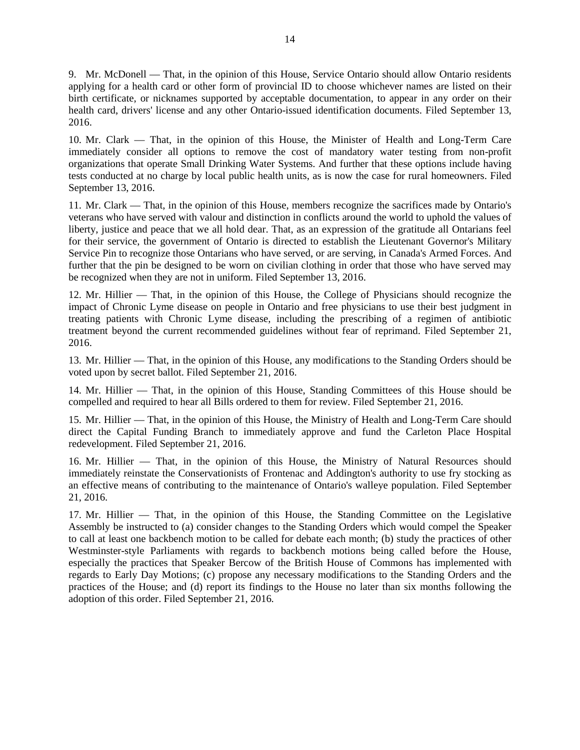9. Mr. McDonell — That, in the opinion of this House, Service Ontario should allow Ontario residents applying for a health card or other form of provincial ID to choose whichever names are listed on their birth certificate, or nicknames supported by acceptable documentation, to appear in any order on their health card, drivers' license and any other Ontario-issued identification documents. Filed September 13, 2016.

10. Mr. Clark — That, in the opinion of this House, the Minister of Health and Long-Term Care immediately consider all options to remove the cost of mandatory water testing from non-profit organizations that operate Small Drinking Water Systems. And further that these options include having tests conducted at no charge by local public health units, as is now the case for rural homeowners. Filed September 13, 2016.

11. Mr. Clark — That, in the opinion of this House, members recognize the sacrifices made by Ontario's veterans who have served with valour and distinction in conflicts around the world to uphold the values of liberty, justice and peace that we all hold dear. That, as an expression of the gratitude all Ontarians feel for their service, the government of Ontario is directed to establish the Lieutenant Governor's Military Service Pin to recognize those Ontarians who have served, or are serving, in Canada's Armed Forces. And further that the pin be designed to be worn on civilian clothing in order that those who have served may be recognized when they are not in uniform. Filed September 13, 2016.

12. Mr. Hillier — That, in the opinion of this House, the College of Physicians should recognize the impact of Chronic Lyme disease on people in Ontario and free physicians to use their best judgment in treating patients with Chronic Lyme disease, including the prescribing of a regimen of antibiotic treatment beyond the current recommended guidelines without fear of reprimand. Filed September 21, 2016.

13. Mr. Hillier — That, in the opinion of this House, any modifications to the Standing Orders should be voted upon by secret ballot. Filed September 21, 2016.

14. Mr. Hillier — That, in the opinion of this House, Standing Committees of this House should be compelled and required to hear all Bills ordered to them for review. Filed September 21, 2016.

15. Mr. Hillier — That, in the opinion of this House, the Ministry of Health and Long-Term Care should direct the Capital Funding Branch to immediately approve and fund the Carleton Place Hospital redevelopment. Filed September 21, 2016.

16. Mr. Hillier — That, in the opinion of this House, the Ministry of Natural Resources should immediately reinstate the Conservationists of Frontenac and Addington's authority to use fry stocking as an effective means of contributing to the maintenance of Ontario's walleye population. Filed September 21, 2016.

17. Mr. Hillier — That, in the opinion of this House, the Standing Committee on the Legislative Assembly be instructed to (a) consider changes to the Standing Orders which would compel the Speaker to call at least one backbench motion to be called for debate each month; (b) study the practices of other Westminster-style Parliaments with regards to backbench motions being called before the House, especially the practices that Speaker Bercow of the British House of Commons has implemented with regards to Early Day Motions; (c) propose any necessary modifications to the Standing Orders and the practices of the House; and (d) report its findings to the House no later than six months following the adoption of this order. Filed September 21, 2016.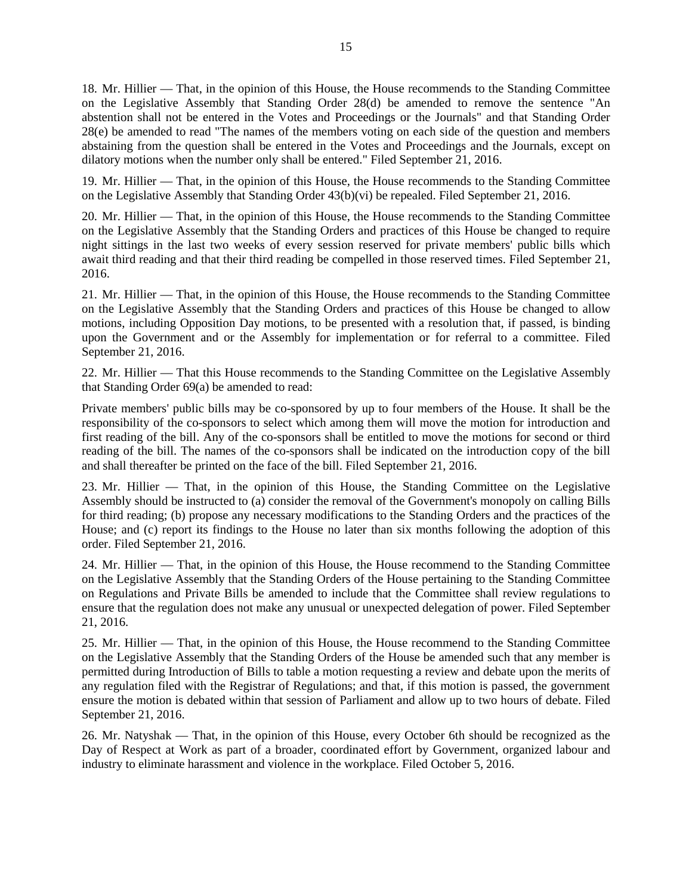18. Mr. Hillier — That, in the opinion of this House, the House recommends to the Standing Committee on the Legislative Assembly that Standing Order 28(d) be amended to remove the sentence "An abstention shall not be entered in the Votes and Proceedings or the Journals" and that Standing Order 28(e) be amended to read "The names of the members voting on each side of the question and members abstaining from the question shall be entered in the Votes and Proceedings and the Journals, except on dilatory motions when the number only shall be entered." Filed September 21, 2016.

19. Mr. Hillier — That, in the opinion of this House, the House recommends to the Standing Committee on the Legislative Assembly that Standing Order 43(b)(vi) be repealed. Filed September 21, 2016.

20. Mr. Hillier — That, in the opinion of this House, the House recommends to the Standing Committee on the Legislative Assembly that the Standing Orders and practices of this House be changed to require night sittings in the last two weeks of every session reserved for private members' public bills which await third reading and that their third reading be compelled in those reserved times. Filed September 21, 2016.

21. Mr. Hillier — That, in the opinion of this House, the House recommends to the Standing Committee on the Legislative Assembly that the Standing Orders and practices of this House be changed to allow motions, including Opposition Day motions, to be presented with a resolution that, if passed, is binding upon the Government and or the Assembly for implementation or for referral to a committee. Filed September 21, 2016.

22. Mr. Hillier — That this House recommends to the Standing Committee on the Legislative Assembly that Standing Order 69(a) be amended to read:

Private members' public bills may be co-sponsored by up to four members of the House. It shall be the responsibility of the co-sponsors to select which among them will move the motion for introduction and first reading of the bill. Any of the co-sponsors shall be entitled to move the motions for second or third reading of the bill. The names of the co-sponsors shall be indicated on the introduction copy of the bill and shall thereafter be printed on the face of the bill. Filed September 21, 2016.

23. Mr. Hillier — That, in the opinion of this House, the Standing Committee on the Legislative Assembly should be instructed to (a) consider the removal of the Government's monopoly on calling Bills for third reading; (b) propose any necessary modifications to the Standing Orders and the practices of the House; and (c) report its findings to the House no later than six months following the adoption of this order. Filed September 21, 2016.

24. Mr. Hillier — That, in the opinion of this House, the House recommend to the Standing Committee on the Legislative Assembly that the Standing Orders of the House pertaining to the Standing Committee on Regulations and Private Bills be amended to include that the Committee shall review regulations to ensure that the regulation does not make any unusual or unexpected delegation of power. Filed September 21, 2016.

25. Mr. Hillier — That, in the opinion of this House, the House recommend to the Standing Committee on the Legislative Assembly that the Standing Orders of the House be amended such that any member is permitted during Introduction of Bills to table a motion requesting a review and debate upon the merits of any regulation filed with the Registrar of Regulations; and that, if this motion is passed, the government ensure the motion is debated within that session of Parliament and allow up to two hours of debate. Filed September 21, 2016.

26. Mr. Natyshak — That, in the opinion of this House, every October 6th should be recognized as the Day of Respect at Work as part of a broader, coordinated effort by Government, organized labour and industry to eliminate harassment and violence in the workplace. Filed October 5, 2016.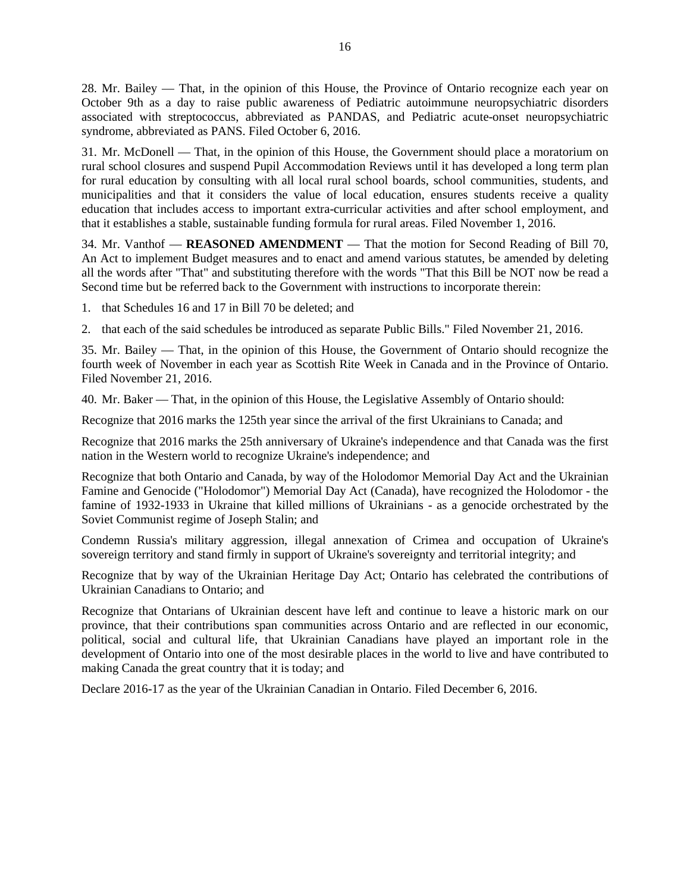28. Mr. Bailey — That, in the opinion of this House, the Province of Ontario recognize each year on October 9th as a day to raise public awareness of Pediatric autoimmune neuropsychiatric disorders associated with streptococcus, abbreviated as PANDAS, and Pediatric acute-onset neuropsychiatric syndrome, abbreviated as PANS. Filed October 6, 2016.

31. Mr. McDonell — That, in the opinion of this House, the Government should place a moratorium on rural school closures and suspend Pupil Accommodation Reviews until it has developed a long term plan for rural education by consulting with all local rural school boards, school communities, students, and municipalities and that it considers the value of local education, ensures students receive a quality education that includes access to important extra-curricular activities and after school employment, and that it establishes a stable, sustainable funding formula for rural areas. Filed November 1, 2016.

34. Mr. Vanthof — **REASONED AMENDMENT** — That the motion for Second Reading of Bill 70, An Act to implement Budget measures and to enact and amend various statutes, be amended by deleting all the words after "That" and substituting therefore with the words "That this Bill be NOT now be read a Second time but be referred back to the Government with instructions to incorporate therein:

1. that Schedules 16 and 17 in Bill 70 be deleted; and
2. that each of the said schedules be introduced as separate Public Bills." Filed November 21, 2016.

35. Mr. Bailey — That, in the opinion of this House, the Government of Ontario should recognize the fourth week of November in each year as Scottish Rite Week in Canada and in the Province of Ontario. Filed November 21, 2016.

40. Mr. Baker — That, in the opinion of this House, the Legislative Assembly of Ontario should:

Recognize that 2016 marks the 125th year since the arrival of the first Ukrainians to Canada; and

Recognize that 2016 marks the 25th anniversary of Ukraine's independence and that Canada was the first nation in the Western world to recognize Ukraine's independence; and

Recognize that both Ontario and Canada, by way of the Holodomor Memorial Day Act and the Ukrainian Famine and Genocide ("Holodomor") Memorial Day Act (Canada), have recognized the Holodomor - the famine of 1932-1933 in Ukraine that killed millions of Ukrainians - as a genocide orchestrated by the Soviet Communist regime of Joseph Stalin; and

Condemn Russia's military aggression, illegal annexation of Crimea and occupation of Ukraine's sovereign territory and stand firmly in support of Ukraine's sovereignty and territorial integrity; and

Recognize that by way of the Ukrainian Heritage Day Act; Ontario has celebrated the contributions of Ukrainian Canadians to Ontario; and

Recognize that Ontarians of Ukrainian descent have left and continue to leave a historic mark on our province, that their contributions span communities across Ontario and are reflected in our economic, political, social and cultural life, that Ukrainian Canadians have played an important role in the development of Ontario into one of the most desirable places in the world to live and have contributed to making Canada the great country that it is today; and

Declare 2016-17 as the year of the Ukrainian Canadian in Ontario. Filed December 6, 2016.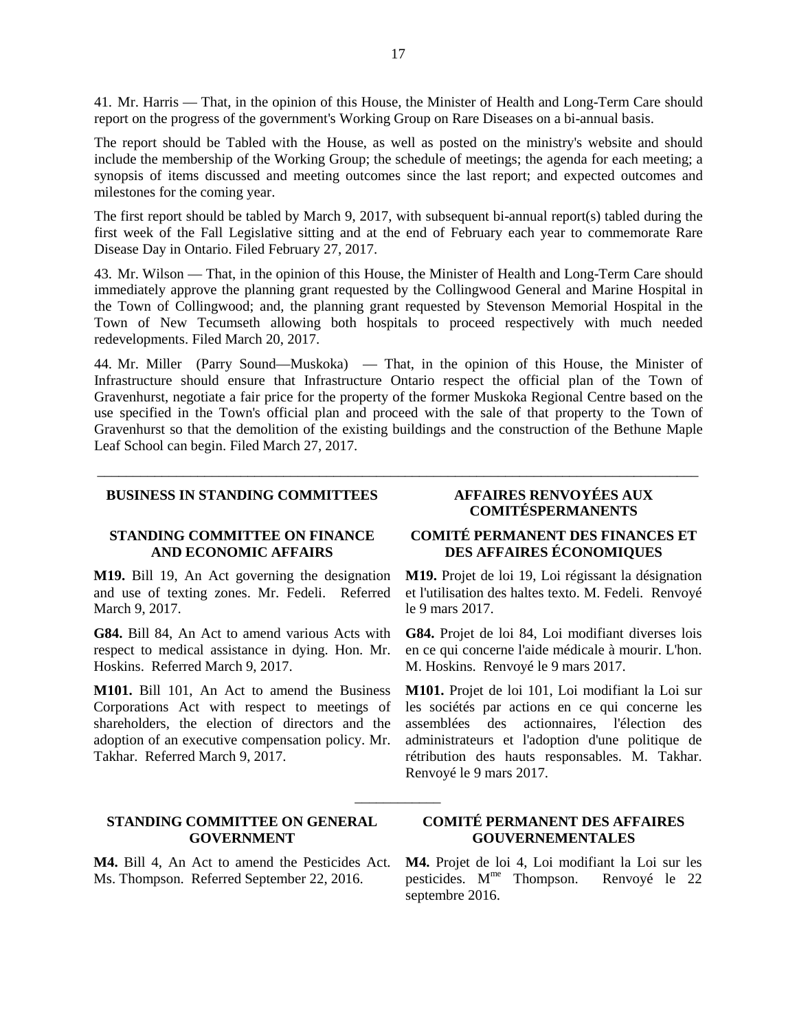41. Mr. Harris — That, in the opinion of this House, the Minister of Health and Long-Term Care should report on the progress of the government's Working Group on Rare Diseases on a bi-annual basis.

The report should be Tabled with the House, as well as posted on the ministry's website and should include the membership of the Working Group; the schedule of meetings; the agenda for each meeting; a synopsis of items discussed and meeting outcomes since the last report; and expected outcomes and milestones for the coming year.

The first report should be tabled by March 9, 2017, with subsequent bi-annual report(s) tabled during the first week of the Fall Legislative sitting and at the end of February each year to commemorate Rare Disease Day in Ontario. Filed February 27, 2017.

43. Mr. Wilson — That, in the opinion of this House, the Minister of Health and Long-Term Care should immediately approve the planning grant requested by the Collingwood General and Marine Hospital in the Town of Collingwood; and, the planning grant requested by Stevenson Memorial Hospital in the Town of New Tecumseth allowing both hospitals to proceed respectively with much needed redevelopments. Filed March 20, 2017.

44. Mr. Miller (Parry Sound—Muskoka) — That, in the opinion of this House, the Minister of Infrastructure should ensure that Infrastructure Ontario respect the official plan of the Town of Gravenhurst, negotiate a fair price for the property of the former Muskoka Regional Centre based on the use specified in the Town's official plan and proceed with the sale of that property to the Town of Gravenhurst so that the demolition of the existing buildings and the construction of the Bethune Maple Leaf School can begin. Filed March 27, 2017.

---

## BUSINESS IN STANDING COMMITTEES

### STANDING COMMITTEE ON FINANCE AND ECONOMIC AFFAIRS

**M19.** Bill 19, An Act governing the designation and use of texting zones. Mr. Fedeli. Referred March 9, 2017.

**G84.** Bill 84, An Act to amend various Acts with respect to medical assistance in dying. Hon. Mr. Hoskins. Referred March 9, 2017.

**M101.** Bill 101, An Act to amend the Business Corporations Act with respect to meetings of shareholders, the election of directors and the adoption of an executive compensation policy. Mr. Takhar. Referred March 9, 2017.

### STANDING COMMITTEE ON GENERAL GOVERNMENT

**M4.** Bill 4, An Act to amend the Pesticides Act. Ms. Thompson. Referred September 22, 2016.

## AFFAIRES RENVOYÉES AUX COMITÉSPERMANENTS

### COMITÉ PERMANENT DES FINANCES ET DES AFFAIRES ÉCONOMIQUES

**M19.** Projet de loi 19, Loi régissant la désignation et l'utilisation des haltes texto. M. Fedeli. Renvoyé le 9 mars 2017.

**G84.** Projet de loi 84, Loi modifiant diverses lois en ce qui concerne l'aide médicale à mourir. L'hon. M. Hoskins. Renvoyé le 9 mars 2017.

**M101.** Projet de loi 101, Loi modifiant la Loi sur les sociétés par actions en ce qui concerne les assemblées des actionnaires, l'élection des administrateurs et l'adoption d'une politique de rétribution des hauts responsables. M. Takhar. Renvoyé le 9 mars 2017.

### COMITÉ PERMANENT DES AFFAIRES GOUVERNEMENTALES

**M4.** Projet de loi 4, Loi modifiant la Loi sur les pesticides. Mme Thompson. Renvoyé le 22 septembre 2016.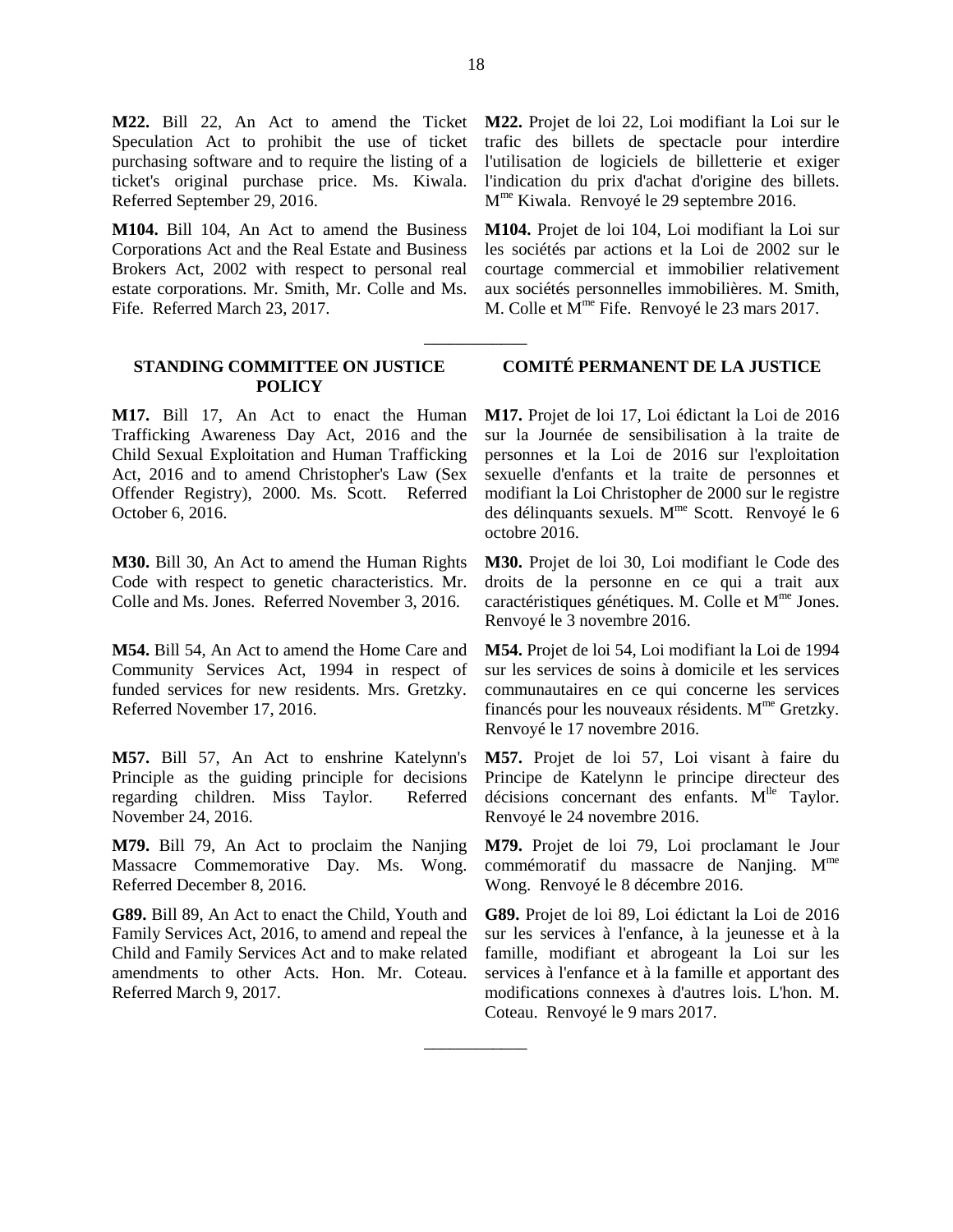**M22.** Bill 22, An Act to amend the Ticket Speculation Act to prohibit the use of ticket purchasing software and to require the listing of a ticket's original purchase price. Ms. Kiwala. Referred September 29, 2016.

**M104.** Bill 104, An Act to amend the Business Corporations Act and the Real Estate and Business Brokers Act, 2002 with respect to personal real estate corporations. Mr. Smith, Mr. Colle and Ms. Fife. Referred March 23, 2017.

**M22.** Projet de loi 22, Loi modifiant la Loi sur le trafic des billets de spectacle pour interdire l'utilisation de logiciels de billetterie et exiger l'indication du prix d'achat d'origine des billets. Mme Kiwala. Renvoyé le 29 septembre 2016.

**M104.** Projet de loi 104, Loi modifiant la Loi sur les sociétés par actions et la Loi de 2002 sur le courtage commercial et immobilier relativement aux sociétés personnelles immobilières. M. Smith, M. Colle et Mme Fife. Renvoyé le 23 mars 2017.

---

## STANDING COMMITTEE ON JUSTICE POLICY

**M17.** Bill 17, An Act to enact the Human Trafficking Awareness Day Act, 2016 and the Child Sexual Exploitation and Human Trafficking Act, 2016 and to amend Christopher's Law (Sex Offender Registry), 2000. Ms. Scott. Referred October 6, 2016.

**M30.** Bill 30, An Act to amend the Human Rights Code with respect to genetic characteristics. Mr. Colle and Ms. Jones. Referred November 3, 2016.

**M54.** Bill 54, An Act to amend the Home Care and Community Services Act, 1994 in respect of funded services for new residents. Mrs. Gretzky. Referred November 17, 2016.

**M57.** Bill 57, An Act to enshrine Katelynn's Principle as the guiding principle for decisions regarding children. Miss Taylor. Referred November 24, 2016.

**M79.** Bill 79, An Act to proclaim the Nanjing Massacre Commemorative Day. Ms. Wong. Referred December 8, 2016.

**G89.** Bill 89, An Act to enact the Child, Youth and Family Services Act, 2016, to amend and repeal the Child and Family Services Act and to make related amendments to other Acts. Hon. Mr. Coteau. Referred March 9, 2017.

## COMITÉ PERMANENT DE LA JUSTICE

**M17.** Projet de loi 17, Loi édictant la Loi de 2016 sur la Journée de sensibilisation à la traite de personnes et la Loi de 2016 sur l'exploitation sexuelle d'enfants et la traite de personnes et modifiant la Loi Christopher de 2000 sur le registre des délinquants sexuels. Mme Scott. Renvoyé le 6 octobre 2016.

**M30.** Projet de loi 30, Loi modifiant le Code des droits de la personne en ce qui a trait aux caractéristiques génétiques. M. Colle et Mme Jones. Renvoyé le 3 novembre 2016.

**M54.** Projet de loi 54, Loi modifiant la Loi de 1994 sur les services de soins à domicile et les services communautaires en ce qui concerne les services financés pour les nouveaux résidents. Mme Gretzky. Renvoyé le 17 novembre 2016.

**M57.** Projet de loi 57, Loi visant à faire du Principe de Katelynn le principe directeur des décisions concernant des enfants. Mlle Taylor. Renvoyé le 24 novembre 2016.

**M79.** Projet de loi 79, Loi proclamant le Jour commémoratif du massacre de Nanjing. Mme Wong. Renvoyé le 8 décembre 2016.

**G89.** Projet de loi 89, Loi édictant la Loi de 2016 sur les services à l'enfance, à la jeunesse et à la famille, modifiant et abrogeant la Loi sur les services à l'enfance et à la famille et apportant des modifications connexes à d'autres lois. L'hon. M. Coteau. Renvoyé le 9 mars 2017.

---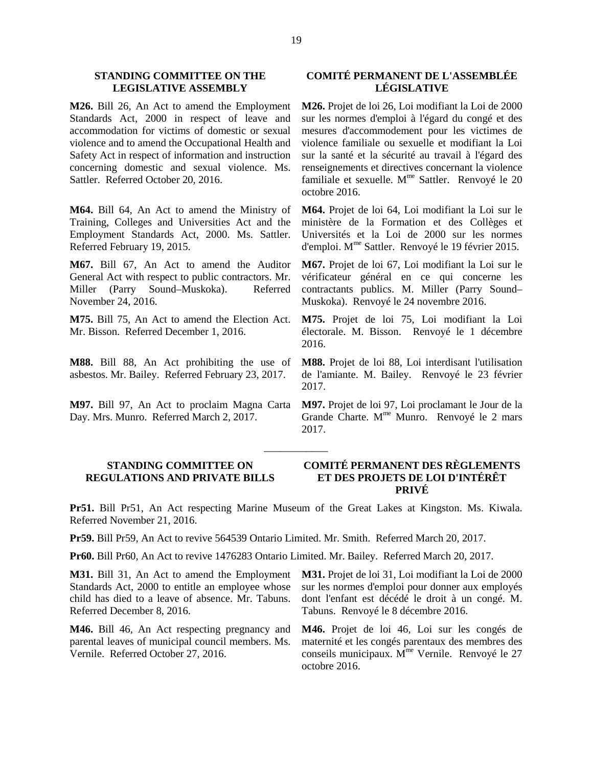## STANDING COMMITTEE ON THE LEGISLATIVE ASSEMBLY

**M26.** Bill 26, An Act to amend the Employment Standards Act, 2000 in respect of leave and accommodation for victims of domestic or sexual violence and to amend the Occupational Health and Safety Act in respect of information and instruction concerning domestic and sexual violence. Ms. Sattler. Referred October 20, 2016.

**M64.** Bill 64, An Act to amend the Ministry of Training, Colleges and Universities Act and the Employment Standards Act, 2000. Ms. Sattler. Referred February 19, 2015.

**M67.** Bill 67, An Act to amend the Auditor General Act with respect to public contractors. Mr. Miller (Parry Sound–Muskoka). Referred November 24, 2016.

**M75.** Bill 75, An Act to amend the Election Act. Mr. Bisson. Referred December 1, 2016.

**M88.** Bill 88, An Act prohibiting the use of asbestos. Mr. Bailey. Referred February 23, 2017.

**M97.** Bill 97, An Act to proclaim Magna Carta Day. Mrs. Munro. Referred March 2, 2017.

## COMITÉ PERMANENT DE L'ASSEMBLÉE LÉGISLATIVE

**M26.** Projet de loi 26, Loi modifiant la Loi de 2000 sur les normes d'emploi à l'égard du congé et des mesures d'accommodement pour les victimes de violence familiale ou sexuelle et modifiant la Loi sur la santé et la sécurité au travail à l'égard des renseignements et directives concernant la violence familiale et sexuelle. Mme Sattler. Renvoyé le 20 octobre 2016.

**M64.** Projet de loi 64, Loi modifiant la Loi sur le ministère de la Formation et des Collèges et Universités et la Loi de 2000 sur les normes d'emploi. Mme Sattler. Renvoyé le 19 février 2015.

**M67.** Projet de loi 67, Loi modifiant la Loi sur le vérificateur général en ce qui concerne les contractants publics. M. Miller (Parry Sound–Muskoka). Renvoyé le 24 novembre 2016.

**M75.** Projet de loi 75, Loi modifiant la Loi électorale. M. Bisson. Renvoyé le 1 décembre 2016.

**M88.** Projet de loi 88, Loi interdisant l'utilisation de l'amiante. M. Bailey. Renvoyé le 23 février 2017.

**M97.** Projet de loi 97, Loi proclamant le Jour de la Grande Charte. Mme Munro. Renvoyé le 2 mars 2017.

___________

## STANDING COMMITTEE ON REGULATIONS AND PRIVATE BILLS

## COMITÉ PERMANENT DES RÈGLEMENTS ET DES PROJETS DE LOI D'INTÉRÊT PRIVÉ

**Pr51.** Bill Pr51, An Act respecting Marine Museum of the Great Lakes at Kingston. Ms. Kiwala. Referred November 21, 2016.

**Pr59.** Bill Pr59, An Act to revive 564539 Ontario Limited. Mr. Smith. Referred March 20, 2017.

**Pr60.** Bill Pr60, An Act to revive 1476283 Ontario Limited. Mr. Bailey. Referred March 20, 2017.

**M31.** Bill 31, An Act to amend the Employment Standards Act, 2000 to entitle an employee whose child has died to a leave of absence. Mr. Tabuns. Referred December 8, 2016.

**M46.** Bill 46, An Act respecting pregnancy and parental leaves of municipal council members. Ms. Vernile. Referred October 27, 2016.

**M31.** Projet de loi 31, Loi modifiant la Loi de 2000 sur les normes d'emploi pour donner aux employés dont l'enfant est décédé le droit à un congé. M. Tabuns. Renvoyé le 8 décembre 2016.

**M46.** Projet de loi 46, Loi sur les congés de maternité et les congés parentaux des membres des conseils municipaux. Mme Vernile. Renvoyé le 27 octobre 2016.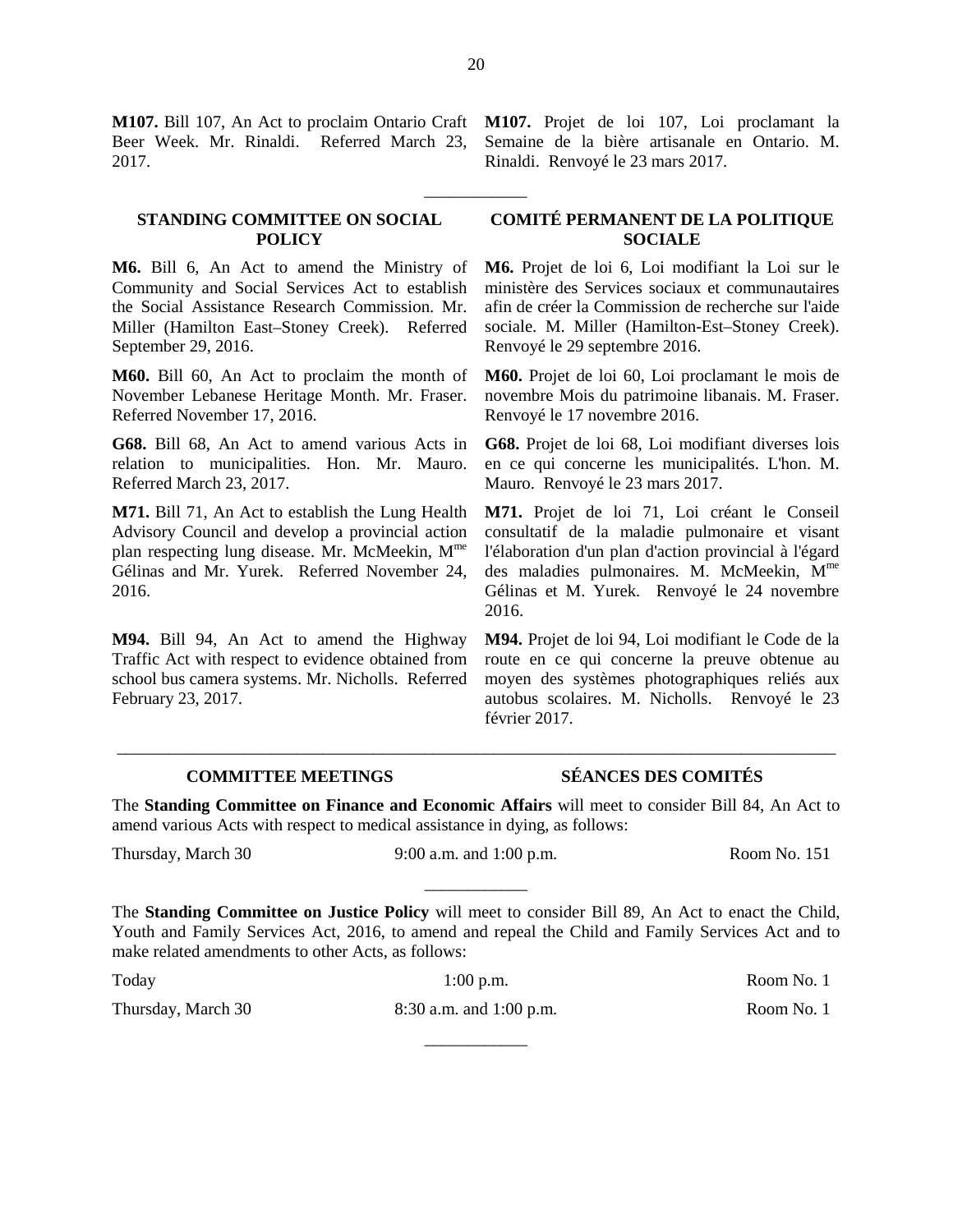**M107.** Bill 107, An Act to proclaim Ontario Craft Beer Week. Mr. Rinaldi. Referred March 23, 2017.

**M107.** Projet de loi 107, Loi proclamant la Semaine de la bière artisanale en Ontario. M. Rinaldi. Renvoyé le 23 mars 2017.

___________

### STANDING COMMITTEE ON SOCIAL POLICY

### COMITÉ PERMANENT DE LA POLITIQUE SOCIALE

**M6.** Bill 6, An Act to amend the Ministry of Community and Social Services Act to establish the Social Assistance Research Commission. Mr. Miller (Hamilton East–Stoney Creek). Referred September 29, 2016.

**M6.** Projet de loi 6, Loi modifiant la Loi sur le ministère des Services sociaux et communautaires afin de créer la Commission de recherche sur l'aide sociale. M. Miller (Hamilton-Est–Stoney Creek). Renvoyé le 29 septembre 2016.

**M60.** Bill 60, An Act to proclaim the month of November Lebanese Heritage Month. Mr. Fraser. Referred November 17, 2016.

**M60.** Projet de loi 60, Loi proclamant le mois de novembre Mois du patrimoine libanais. M. Fraser. Renvoyé le 17 novembre 2016.

**G68.** Bill 68, An Act to amend various Acts in relation to municipalities. Hon. Mr. Mauro. Referred March 23, 2017.

**G68.** Projet de loi 68, Loi modifiant diverses lois en ce qui concerne les municipalités. L'hon. M. Mauro. Renvoyé le 23 mars 2017.

**M71.** Bill 71, An Act to establish the Lung Health Advisory Council and develop a provincial action plan respecting lung disease. Mr. McMeekin, Mme Gélinas and Mr. Yurek. Referred November 24, 2016.

**M71.** Projet de loi 71, Loi créant le Conseil consultatif de la maladie pulmonaire et visant l'élaboration d'un plan d'action provincial à l'égard des maladies pulmonaires. M. McMeekin, Mme Gélinas et M. Yurek. Renvoyé le 24 novembre 2016.

**M94.** Bill 94, An Act to amend the Highway Traffic Act with respect to evidence obtained from school bus camera systems. Mr. Nicholls. Referred February 23, 2017.

**M94.** Projet de loi 94, Loi modifiant le Code de la route en ce qui concerne la preuve obtenue au moyen des systèmes photographiques reliés aux autobus scolaires. M. Nicholls. Renvoyé le 23 février 2017.

___________

## COMMITTEE MEETINGS

## SÉANCES DES COMITÉS

The **Standing Committee on Finance and Economic Affairs** will meet to consider Bill 84, An Act to amend various Acts with respect to medical assistance in dying, as follows:

| | | |
|---|---|---|
| Thursday, March 30 | 9:00 a.m. and 1:00 p.m. | Room No. 151 |

___________

The **Standing Committee on Justice Policy** will meet to consider Bill 89, An Act to enact the Child, Youth and Family Services Act, 2016, to amend and repeal the Child and Family Services Act and to make related amendments to other Acts, as follows:

| | | |
|---|---|---|
| Today | 1:00 p.m. | Room No. 1 |
| Thursday, March 30 | 8:30 a.m. and 1:00 p.m. | Room No. 1 |

___________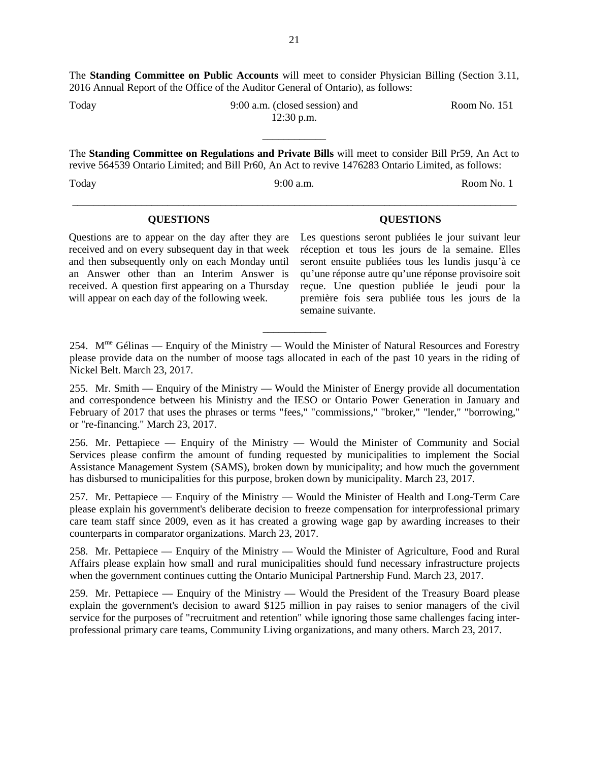The **Standing Committee on Public Accounts** will meet to consider Physician Billing (Section 3.11, 2016 Annual Report of the Office of the Auditor General of Ontario), as follows:

| | | |
|---|---|---|
| Today | 9:00 a.m. (closed session) and 12:30 p.m. | Room No. 151 |

___________

The **Standing Committee on Regulations and Private Bills** will meet to consider Bill Pr59, An Act to revive 564539 Ontario Limited; and Bill Pr60, An Act to revive 1476283 Ontario Limited, as follows:

| | | |
|---|---|---|
| Today | 9:00 a.m. | Room No. 1 |

---

**QUESTIONS**

Questions are to appear on the day after they are received and on every subsequent day in that week and then subsequently only on each Monday until an Answer other than an Interim Answer is received. A question first appearing on a Thursday will appear on each day of the following week.

**QUESTIONS**

Les questions seront publiées le jour suivant leur réception et tous les jours de la semaine. Elles seront ensuite publiées tous les lundis jusqu'à ce qu'une réponse autre qu'une réponse provisoire soit reçue. Une question publiée le jeudi pour la première fois sera publiée tous les jours de la semaine suivante.

___________

254. Mme Gélinas — Enquiry of the Ministry — Would the Minister of Natural Resources and Forestry please provide data on the number of moose tags allocated in each of the past 10 years in the riding of Nickel Belt. March 23, 2017.

255. Mr. Smith — Enquiry of the Ministry — Would the Minister of Energy provide all documentation and correspondence between his Ministry and the IESO or Ontario Power Generation in January and February of 2017 that uses the phrases or terms "fees," "commissions," "broker," "lender," "borrowing," or "re-financing." March 23, 2017.

256. Mr. Pettapiece — Enquiry of the Ministry — Would the Minister of Community and Social Services please confirm the amount of funding requested by municipalities to implement the Social Assistance Management System (SAMS), broken down by municipality; and how much the government has disbursed to municipalities for this purpose, broken down by municipality. March 23, 2017.

257. Mr. Pettapiece — Enquiry of the Ministry — Would the Minister of Health and Long-Term Care please explain his government's deliberate decision to freeze compensation for interprofessional primary care team staff since 2009, even as it has created a growing wage gap by awarding increases to their counterparts in comparator organizations. March 23, 2017.

258. Mr. Pettapiece — Enquiry of the Ministry — Would the Minister of Agriculture, Food and Rural Affairs please explain how small and rural municipalities should fund necessary infrastructure projects when the government continues cutting the Ontario Municipal Partnership Fund. March 23, 2017.

259. Mr. Pettapiece — Enquiry of the Ministry — Would the President of the Treasury Board please explain the government's decision to award $125 million in pay raises to senior managers of the civil service for the purposes of "recruitment and retention" while ignoring those same challenges facing inter-professional primary care teams, Community Living organizations, and many others. March 23, 2017.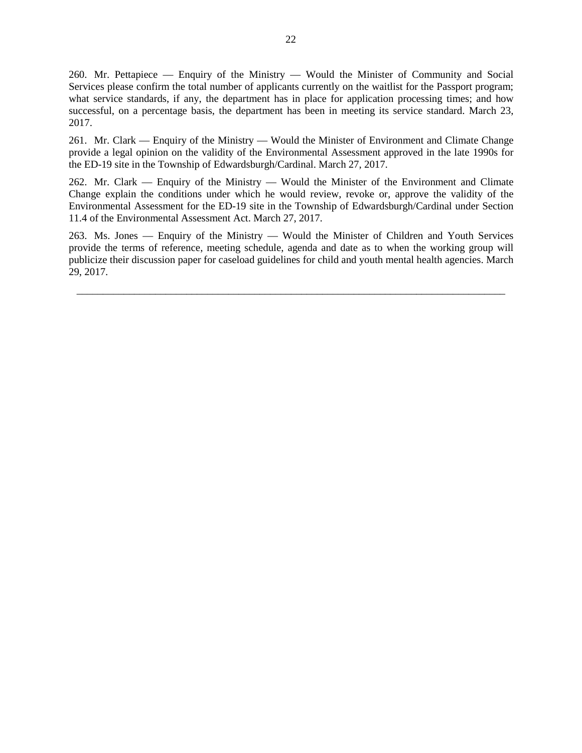260. Mr. Pettapiece — Enquiry of the Ministry — Would the Minister of Community and Social Services please confirm the total number of applicants currently on the waitlist for the Passport program; what service standards, if any, the department has in place for application processing times; and how successful, on a percentage basis, the department has been in meeting its service standard. March 23, 2017.

261. Mr. Clark — Enquiry of the Ministry — Would the Minister of Environment and Climate Change provide a legal opinion on the validity of the Environmental Assessment approved in the late 1990s for the ED-19 site in the Township of Edwardsburgh/Cardinal. March 27, 2017.

262. Mr. Clark — Enquiry of the Ministry — Would the Minister of the Environment and Climate Change explain the conditions under which he would review, revoke or, approve the validity of the Environmental Assessment for the ED-19 site in the Township of Edwardsburgh/Cardinal under Section 11.4 of the Environmental Assessment Act. March 27, 2017.

263. Ms. Jones — Enquiry of the Ministry — Would the Minister of Children and Youth Services provide the terms of reference, meeting schedule, agenda and date as to when the working group will publicize their discussion paper for caseload guidelines for child and youth mental health agencies. March 29, 2017.

---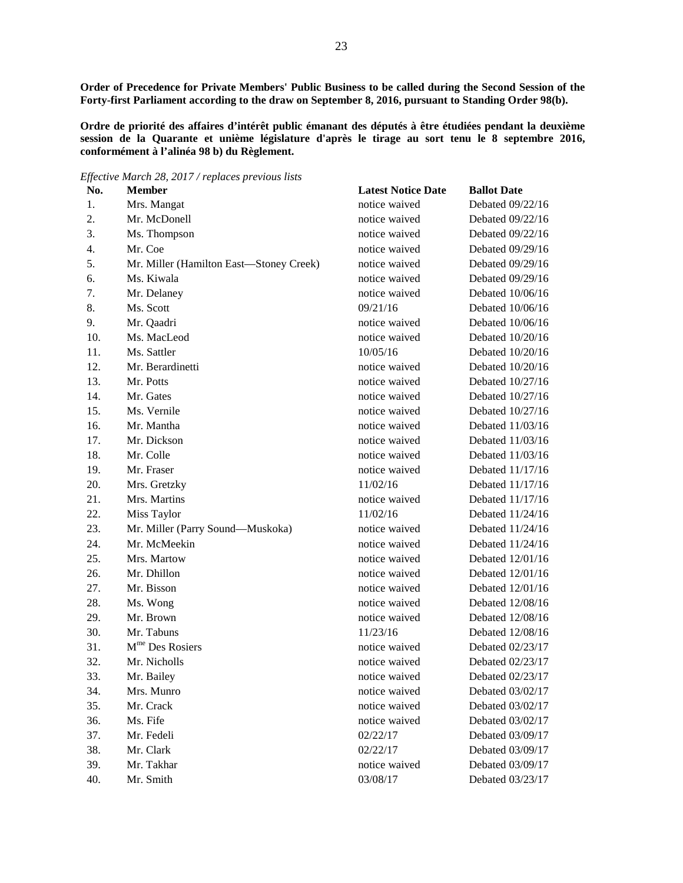**Order of Precedence for Private Members' Public Business to be called during the Second Session of the Forty-first Parliament according to the draw on September 8, 2016, pursuant to Standing Order 98(b).**

**Ordre de priorité des affaires d'intérêt public émanant des députés à être étudiées pendant la deuxième session de la Quarante et unième législature d'après le tirage au sort tenu le 8 septembre 2016, conformément à l'alinéa 98 b) du Règlement.**

*Effective March 28, 2017 / replaces previous lists*

| No. | Member | Latest Notice Date | Ballot Date |
|---|---|---|---|
| 1. | Mrs. Mangat | notice waived | Debated 09/22/16 |
| 2. | Mr. McDonell | notice waived | Debated 09/22/16 |
| 3. | Ms. Thompson | notice waived | Debated 09/22/16 |
| 4. | Mr. Coe | notice waived | Debated 09/29/16 |
| 5. | Mr. Miller (Hamilton East—Stoney Creek) | notice waived | Debated 09/29/16 |
| 6. | Ms. Kiwala | notice waived | Debated 09/29/16 |
| 7. | Mr. Delaney | notice waived | Debated 10/06/16 |
| 8. | Ms. Scott | 09/21/16 | Debated 10/06/16 |
| 9. | Mr. Qaadri | notice waived | Debated 10/06/16 |
| 10. | Ms. MacLeod | notice waived | Debated 10/20/16 |
| 11. | Ms. Sattler | 10/05/16 | Debated 10/20/16 |
| 12. | Mr. Berardinetti | notice waived | Debated 10/20/16 |
| 13. | Mr. Potts | notice waived | Debated 10/27/16 |
| 14. | Mr. Gates | notice waived | Debated 10/27/16 |
| 15. | Ms. Vernile | notice waived | Debated 10/27/16 |
| 16. | Mr. Mantha | notice waived | Debated 11/03/16 |
| 17. | Mr. Dickson | notice waived | Debated 11/03/16 |
| 18. | Mr. Colle | notice waived | Debated 11/03/16 |
| 19. | Mr. Fraser | notice waived | Debated 11/17/16 |
| 20. | Mrs. Gretzky | 11/02/16 | Debated 11/17/16 |
| 21. | Mrs. Martins | notice waived | Debated 11/17/16 |
| 22. | Miss Taylor | 11/02/16 | Debated 11/24/16 |
| 23. | Mr. Miller (Parry Sound—Muskoka) | notice waived | Debated 11/24/16 |
| 24. | Mr. McMeekin | notice waived | Debated 11/24/16 |
| 25. | Mrs. Martow | notice waived | Debated 12/01/16 |
| 26. | Mr. Dhillon | notice waived | Debated 12/01/16 |
| 27. | Mr. Bisson | notice waived | Debated 12/01/16 |
| 28. | Ms. Wong | notice waived | Debated 12/08/16 |
| 29. | Mr. Brown | notice waived | Debated 12/08/16 |
| 30. | Mr. Tabuns | 11/23/16 | Debated 12/08/16 |
| 31. | Mme Des Rosiers | notice waived | Debated 02/23/17 |
| 32. | Mr. Nicholls | notice waived | Debated 02/23/17 |
| 33. | Mr. Bailey | notice waived | Debated 02/23/17 |
| 34. | Mrs. Munro | notice waived | Debated 03/02/17 |
| 35. | Mr. Crack | notice waived | Debated 03/02/17 |
| 36. | Ms. Fife | notice waived | Debated 03/02/17 |
| 37. | Mr. Fedeli | 02/22/17 | Debated 03/09/17 |
| 38. | Mr. Clark | 02/22/17 | Debated 03/09/17 |
| 39. | Mr. Takhar | notice waived | Debated 03/09/17 |
| 40. | Mr. Smith | 03/08/17 | Debated 03/23/17 |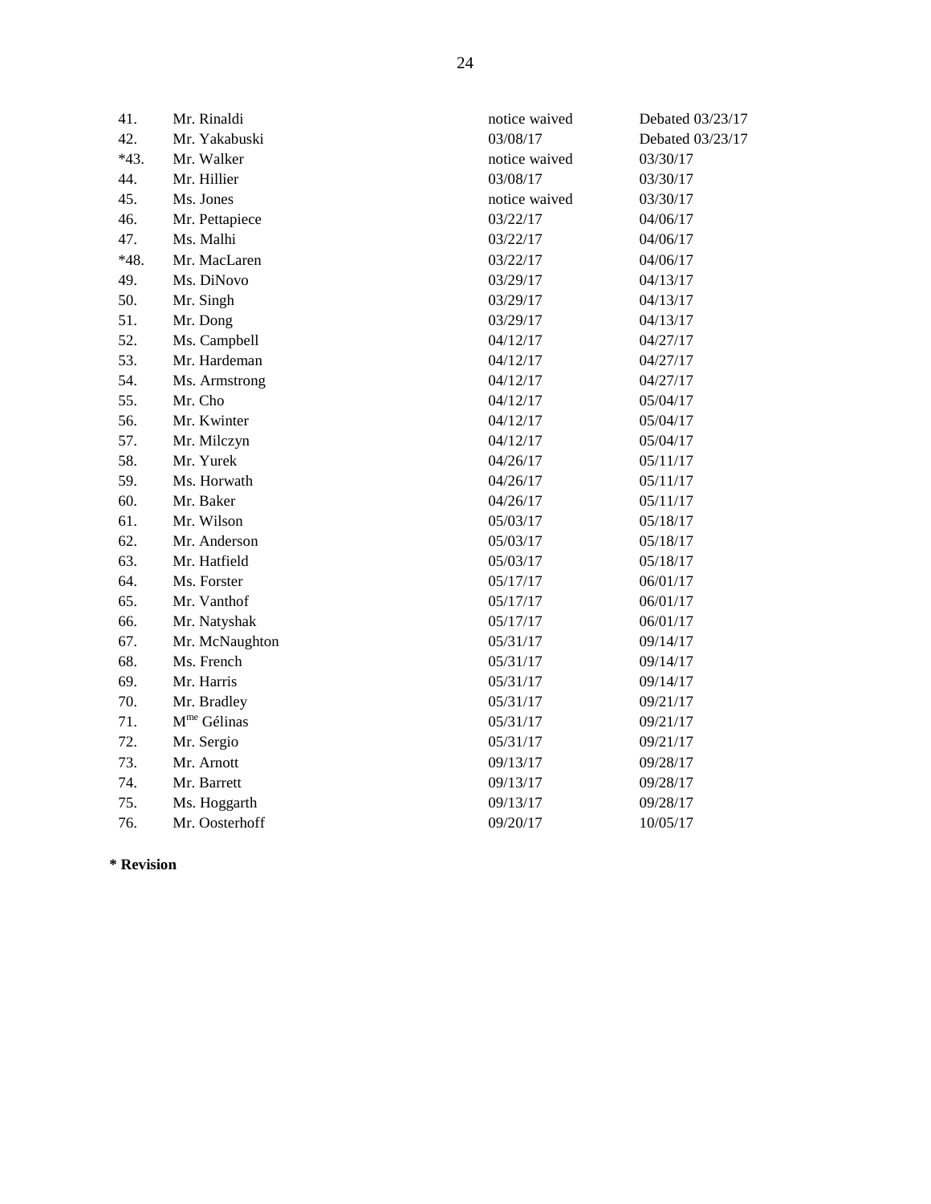| | | | |
|---|---|---|---|
| 41. | Mr. Rinaldi | notice waived | Debated 03/23/17 |
| 42. | Mr. Yakabuski | 03/08/17 | Debated 03/23/17 |
| *43. | Mr. Walker | notice waived | 03/30/17 |
| 44. | Mr. Hillier | 03/08/17 | 03/30/17 |
| 45. | Ms. Jones | notice waived | 03/30/17 |
| 46. | Mr. Pettapiece | 03/22/17 | 04/06/17 |
| 47. | Ms. Malhi | 03/22/17 | 04/06/17 |
| *48. | Mr. MacLaren | 03/22/17 | 04/06/17 |
| 49. | Ms. DiNovo | 03/29/17 | 04/13/17 |
| 50. | Mr. Singh | 03/29/17 | 04/13/17 |
| 51. | Mr. Dong | 03/29/17 | 04/13/17 |
| 52. | Ms. Campbell | 04/12/17 | 04/27/17 |
| 53. | Mr. Hardeman | 04/12/17 | 04/27/17 |
| 54. | Ms. Armstrong | 04/12/17 | 04/27/17 |
| 55. | Mr. Cho | 04/12/17 | 05/04/17 |
| 56. | Mr. Kwinter | 04/12/17 | 05/04/17 |
| 57. | Mr. Milczyn | 04/12/17 | 05/04/17 |
| 58. | Mr. Yurek | 04/26/17 | 05/11/17 |
| 59. | Ms. Horwath | 04/26/17 | 05/11/17 |
| 60. | Mr. Baker | 04/26/17 | 05/11/17 |
| 61. | Mr. Wilson | 05/03/17 | 05/18/17 |
| 62. | Mr. Anderson | 05/03/17 | 05/18/17 |
| 63. | Mr. Hatfield | 05/03/17 | 05/18/17 |
| 64. | Ms. Forster | 05/17/17 | 06/01/17 |
| 65. | Mr. Vanthof | 05/17/17 | 06/01/17 |
| 66. | Mr. Natyshak | 05/17/17 | 06/01/17 |
| 67. | Mr. McNaughton | 05/31/17 | 09/14/17 |
| 68. | Ms. French | 05/31/17 | 09/14/17 |
| 69. | Mr. Harris | 05/31/17 | 09/14/17 |
| 70. | Mr. Bradley | 05/31/17 | 09/21/17 |
| 71. | Mme Gélinas | 05/31/17 | 09/21/17 |
| 72. | Mr. Sergio | 05/31/17 | 09/21/17 |
| 73. | Mr. Arnott | 09/13/17 | 09/28/17 |
| 74. | Mr. Barrett | 09/13/17 | 09/28/17 |
| 75. | Ms. Hoggarth | 09/13/17 | 09/28/17 |
| 76. | Mr. Oosterhoff | 09/20/17 | 10/05/17 |

**\* Revision**